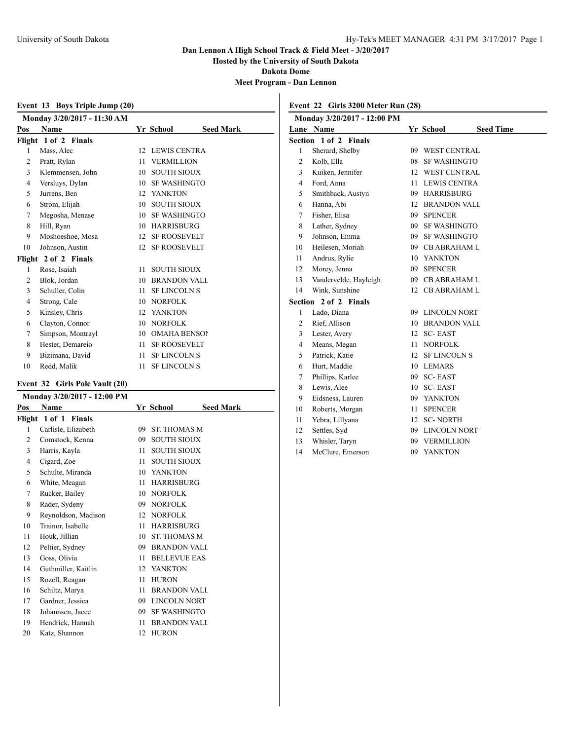# Dan Lennon A High School Track & Field Meet - 3/20/2017

**Hosted by the University of South Dakota**

**Dakota Dome**

**Meet Program - Dan Lennon**

## Event 13 Boys Triple Jump (20)

**Monday 3/20/2017 - 11:30 AM**

| Pos | Name | Yr | School | Seed Mark |
|---|---|---|---|---|
| **Flight 1 of 2 Finals** | | | | |
| 1 | Mass, Alec | 12 | LEWIS CENTRA | |
| 2 | Pratt, Rylan | 11 | VERMILLION | |
| 3 | Klemmensen, John | 10 | SOUTH SIOUX | |
| 4 | Versluys, Dylan | 10 | SF WASHINGTO | |
| 5 | Jurrens, Ben | 12 | YANKTON | |
| 6 | Strom, Elijah | 10 | SOUTH SIOUX | |
| 7 | Megosha, Menase | 10 | SF WASHINGTO | |
| 8 | Hill, Ryan | 10 | HARRISBURG | |
| 9 | Moshoeshoe, Mosa | 12 | SF ROOSEVELT | |
| 10 | Johnson, Austin | 12 | SF ROOSEVELT | |
| **Flight 2 of 2 Finals** | | | | |
| 1 | Rose, Isaiah | 11 | SOUTH SIOUX | |
| 2 | Blok, Jordan | 10 | BRANDON VALL | |
| 3 | Schuller, Colin | 11 | SF LINCOLN S | |
| 4 | Strong, Cale | 10 | NORFOLK | |
| 5 | Kinsley, Chris | 12 | YANKTON | |
| 6 | Clayton, Connor | 10 | NORFOLK | |
| 7 | Simpson, Montrayl | 10 | OMAHA BENSON | |
| 8 | Hester, Demareio | 11 | SF ROOSEVELT | |
| 9 | Bizimana, David | 11 | SF LINCOLN S | |
| 10 | Redd, Malik | 11 | SF LINCOLN S | |

## Event 32 Girls Pole Vault (20)

**Monday 3/20/2017 - 12:00 PM**

| Pos | Name | Yr | School | Seed Mark |
|---|---|---|---|---|
| **Flight 1 of 1 Finals** | | | | |
| 1 | Carlisle, Elizabeth | 09 | ST. THOMAS M | |
| 2 | Comstock, Kenna | 09 | SOUTH SIOUX | |
| 3 | Harris, Kayla | 11 | SOUTH SIOUX | |
| 4 | Cigard, Zoe | 11 | SOUTH SIOUX | |
| 5 | Schulte, Miranda | 10 | YANKTON | |
| 6 | White, Meagan | 11 | HARRISBURG | |
| 7 | Rucker, Bailey | 10 | NORFOLK | |
| 8 | Rader, Sydeny | 09 | NORFOLK | |
| 9 | Reynoldson, Madison | 12 | NORFOLK | |
| 10 | Trainor, Isabelle | 11 | HARRISBURG | |
| 11 | Houk, Jillian | 10 | ST. THOMAS M | |
| 12 | Peltier, Sydney | 09 | BRANDON VALL | |
| 13 | Goss, Olivia | 11 | BELLEVUE EAS | |
| 14 | Guthmiller, Kaitlin | 12 | YANKTON | |
| 15 | Rozell, Reagan | 11 | HURON | |
| 16 | Schiltz, Marya | 11 | BRANDON VALL | |
| 17 | Gardner, Jessica | 09 | LINCOLN NORT | |
| 18 | Johannsen, Jacee | 09 | SF WASHINGTO | |
| 19 | Hendrick, Hannah | 11 | BRANDON VALL | |
| 20 | Katz, Shannon | 12 | HURON | |

## Event 22 Girls 3200 Meter Run (28)

**Monday 3/20/2017 - 12:00 PM**

| Lane | Name | Yr | School | Seed Time |
|---|---|---|---|---|
| **Section 1 of 2 Finals** | | | | |
| 1 | Sherard, Shelby | 09 | WEST CENTRAL | |
| 2 | Kolb, Ella | 08 | SF WASHINGTO | |
| 3 | Kuiken, Jennifer | 12 | WEST CENTRAL | |
| 4 | Ford, Anna | 11 | LEWIS CENTRA | |
| 5 | Smithback, Austyn | 09 | HARRISBURG | |
| 6 | Hanna, Abi | 12 | BRANDON VALL | |
| 7 | Fisher, Elisa | 09 | SPENCER | |
| 8 | Lather, Sydney | 09 | SF WASHINGTO | |
| 9 | Johnson, Emma | 09 | SF WASHINGTO | |
| 10 | Heilesen, Moriah | 09 | CB ABRAHAM L | |
| 11 | Andrus, Rylie | 10 | YANKTON | |
| 12 | Morey, Jenna | 09 | SPENCER | |
| 13 | Vandervelde, Hayleigh | 09 | CB ABRAHAM L | |
| 14 | Wink, Sunshine | 12 | CB ABRAHAM L | |
| **Section 2 of 2 Finals** | | | | |
| 1 | Lado, Diana | 09 | LINCOLN NORT | |
| 2 | Rief, Allison | 10 | BRANDON VALL | |
| 3 | Lester, Avery | 12 | SC- EAST | |
| 4 | Means, Megan | 11 | NORFOLK | |
| 5 | Patrick, Katie | 12 | SF LINCOLN S | |
| 6 | Hurt, Maddie | 10 | LEMARS | |
| 7 | Phillips, Karlee | 09 | SC- EAST | |
| 8 | Lewis, Alee | 10 | SC- EAST | |
| 9 | Eidsness, Lauren | 09 | YANKTON | |
| 10 | Roberts, Morgan | 11 | SPENCER | |
| 11 | Yebra, Lillyana | 12 | SC- NORTH | |
| 12 | Settles, Syd | 09 | LINCOLN NORT | |
| 13 | Whisler, Taryn | 09 | VERMILLION | |
| 14 | McClure, Emerson | 09 | YANKTON | |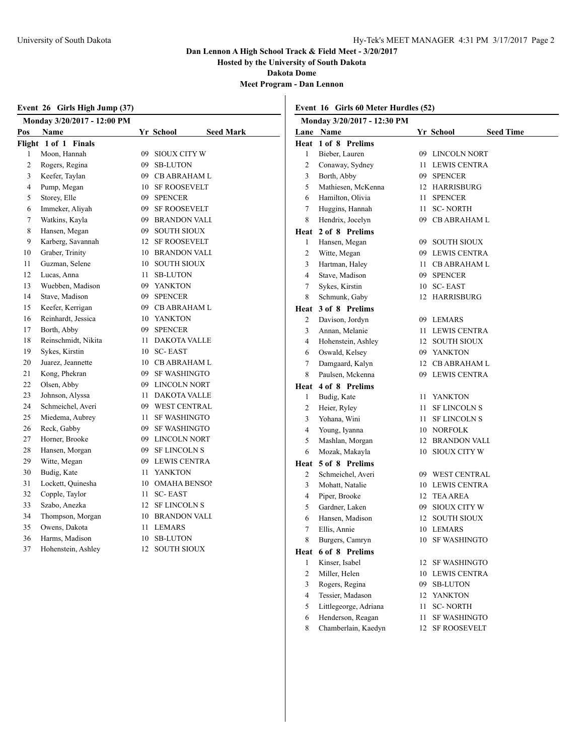**Dan Lennon A High School Track & Field Meet - 3/20/2017**

**Hosted by the University of South Dakota**

**Dakota Dome**

**Meet Program - Dan Lennon**

### Event 26 Girls High Jump (37)

**Monday 3/20/2017 - 12:00 PM**

| Pos | Name | Yr | School | Seed Mark |
|---|---|---|---|---|
| **Flight 1 of 1 Finals** | | | | |
| 1 | Moon, Hannah | 09 | SIOUX CITY W | |
| 2 | Rogers, Regina | 09 | SB-LUTON | |
| 3 | Keefer, Taylan | 09 | CB ABRAHAM L | |
| 4 | Pump, Megan | 10 | SF ROOSEVELT | |
| 5 | Storey, Elle | 09 | SPENCER | |
| 6 | Immeker, Aliyah | 09 | SF ROOSEVELT | |
| 7 | Watkins, Kayla | 09 | BRANDON VALL | |
| 8 | Hansen, Megan | 09 | SOUTH SIOUX | |
| 9 | Karberg, Savannah | 12 | SF ROOSEVELT | |
| 10 | Graber, Trinity | 10 | BRANDON VALL | |
| 11 | Guzman, Selene | 10 | SOUTH SIOUX | |
| 12 | Lucas, Anna | 11 | SB-LUTON | |
| 13 | Wuebben, Madison | 09 | YANKTON | |
| 14 | Stave, Madison | 09 | SPENCER | |
| 15 | Keefer, Kerrigan | 09 | CB ABRAHAM L | |
| 16 | Reinhardt, Jessica | 10 | YANKTON | |
| 17 | Borth, Abby | 09 | SPENCER | |
| 18 | Reinschmidt, Nikita | 11 | DAKOTA VALLE | |
| 19 | Sykes, Kirstin | 10 | SC- EAST | |
| 20 | Juarez, Jeannette | 10 | CB ABRAHAM L | |
| 21 | Kong, Phekran | 09 | SF WASHINGTO | |
| 22 | Olsen, Abby | 09 | LINCOLN NORT | |
| 23 | Johnson, Alyssa | 11 | DAKOTA VALLE | |
| 24 | Schmeichel, Averi | 09 | WEST CENTRAL | |
| 25 | Miedema, Aubrey | 11 | SF WASHINGTO | |
| 26 | Reck, Gabby | 09 | SF WASHINGTO | |
| 27 | Horner, Brooke | 09 | LINCOLN NORT | |
| 28 | Hansen, Morgan | 09 | SF LINCOLN S | |
| 29 | Witte, Megan | 09 | LEWIS CENTRA | |
| 30 | Budig, Kate | 11 | YANKTON | |
| 31 | Lockett, Quinesha | 10 | OMAHA BENSON | |
| 32 | Copple, Taylor | 11 | SC- EAST | |
| 33 | Szabo, Anezka | 12 | SF LINCOLN S | |
| 34 | Thompson, Morgan | 10 | BRANDON VALL | |
| 35 | Owens, Dakota | 11 | LEMARS | |
| 36 | Harms, Madison | 10 | SB-LUTON | |
| 37 | Hohenstein, Ashley | 12 | SOUTH SIOUX | |

### Event 16 Girls 60 Meter Hurdles (52)

**Monday 3/20/2017 - 12:30 PM**

| Lane | Name | Yr | School | Seed Time |
|---|---|---|---|---|
| **Heat 1 of 8 Prelims** | | | | |
| 1 | Bieber, Lauren | 09 | LINCOLN NORT | |
| 2 | Conaway, Sydney | 11 | LEWIS CENTRA | |
| 3 | Borth, Abby | 09 | SPENCER | |
| 5 | Mathiesen, McKenna | 12 | HARRISBURG | |
| 6 | Hamilton, Olivia | 11 | SPENCER | |
| 7 | Huggins, Hannah | 11 | SC- NORTH | |
| 8 | Hendrix, Jocelyn | 09 | CB ABRAHAM L | |
| **Heat 2 of 8 Prelims** | | | | |
| 1 | Hansen, Megan | 09 | SOUTH SIOUX | |
| 2 | Witte, Megan | 09 | LEWIS CENTRA | |
| 3 | Hartman, Haley | 11 | CB ABRAHAM L | |
| 4 | Stave, Madison | 09 | SPENCER | |
| 7 | Sykes, Kirstin | 10 | SC- EAST | |
| 8 | Schmunk, Gaby | 12 | HARRISBURG | |
| **Heat 3 of 8 Prelims** | | | | |
| 2 | Davison, Jordyn | 09 | LEMARS | |
| 3 | Annan, Melanie | 11 | LEWIS CENTRA | |
| 4 | Hohenstein, Ashley | 12 | SOUTH SIOUX | |
| 6 | Oswald, Kelsey | 09 | YANKTON | |
| 7 | Damgaard, Kalyn | 12 | CB ABRAHAM L | |
| 8 | Paulsen, Mckenna | 09 | LEWIS CENTRA | |
| **Heat 4 of 8 Prelims** | | | | |
| 1 | Budig, Kate | 11 | YANKTON | |
| 2 | Heier, Ryley | 11 | SF LINCOLN S | |
| 3 | Yohana, Wini | 11 | SF LINCOLN S | |
| 4 | Young, Iyanna | 10 | NORFOLK | |
| 5 | Mashlan, Morgan | 12 | BRANDON VALL | |
| 6 | Mozak, Makayla | 10 | SIOUX CITY W | |
| **Heat 5 of 8 Prelims** | | | | |
| 2 | Schmeichel, Averi | 09 | WEST CENTRAL | |
| 3 | Mohatt, Natalie | 10 | LEWIS CENTRA | |
| 4 | Piper, Brooke | 12 | TEA AREA | |
| 5 | Gardner, Laken | 09 | SIOUX CITY W | |
| 6 | Hansen, Madison | 12 | SOUTH SIOUX | |
| 7 | Ellis, Annie | 10 | LEMARS | |
| 8 | Burgers, Camryn | 10 | SF WASHINGTO | |
| **Heat 6 of 8 Prelims** | | | | |
| 1 | Kinser, Isabel | 12 | SF WASHINGTO | |
| 2 | Miller, Helen | 10 | LEWIS CENTRA | |
| 3 | Rogers, Regina | 09 | SB-LUTON | |
| 4 | Tessier, Madason | 12 | YANKTON | |
| 5 | Littlegeorge, Adriana | 11 | SC- NORTH | |
| 6 | Henderson, Reagan | 11 | SF WASHINGTO | |
| 8 | Chamberlain, Kaedyn | 12 | SF ROOSEVELT | |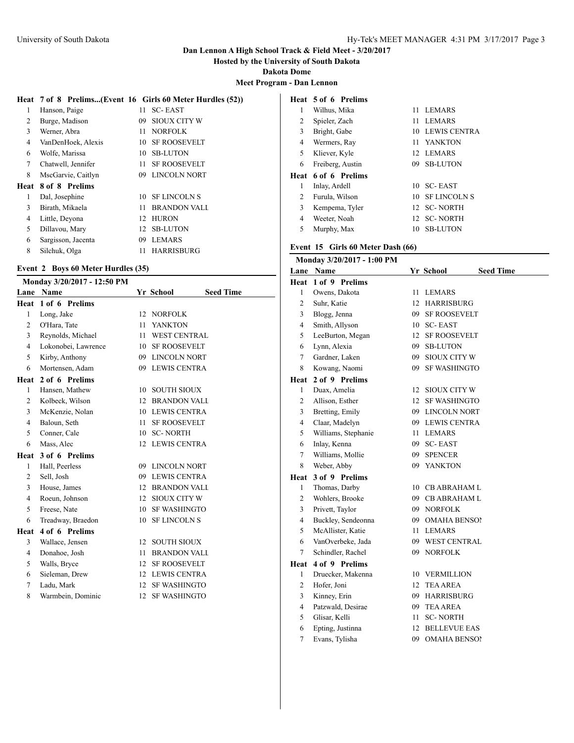# Dan Lennon A High School Track & Field Meet - 3/20/2017

**Hosted by the University of South Dakota**

**Dakota Dome**

**Meet Program - Dan Lennon**

### Heat 7 of 8 Prelims...(Event 16 Girls 60 Meter Hurdles (52))

| Lane | Name | Yr | School |
|---|---|---|---|
| 1 | Hanson, Paige | 11 | SC- EAST |
| 2 | Burge, Madison | 09 | SIOUX CITY W |
| 3 | Werner, Abra | 11 | NORFOLK |
| 4 | VanDenHoek, Alexis | 10 | SF ROOSEVELT |
| 6 | Wolfe, Marissa | 10 | SB-LUTON |
| 7 | Chatwell, Jennifer | 11 | SF ROOSEVELT |
| 8 | MscGarvie, Caitlyn | 09 | LINCOLN NORT |

### Heat 8 of 8 Prelims

| Lane | Name | Yr | School |
|---|---|---|---|
| 1 | Dal, Josephine | 10 | SF LINCOLN S |
| 3 | Birath, Mikaela | 11 | BRANDON VALL |
| 4 | Little, Deyona | 12 | HURON |
| 5 | Dillavou, Mary | 12 | SB-LUTON |
| 6 | Sargisson, Jacenta | 09 | LEMARS |
| 8 | Silchuk, Olga | 11 | HARRISBURG |

## Event 2 Boys 60 Meter Hurdles (35)

**Monday 3/20/2017 - 12:50 PM**

| Lane | Name | Yr | School | Seed Time |
|---|---|---|---|---|
| **Heat 1 of 6 Prelims** | | | | |
| 1 | Long, Jake | 12 | NORFOLK | |
| 2 | O'Hara, Tate | 11 | YANKTON | |
| 3 | Reynolds, Michael | 11 | WEST CENTRAL | |
| 4 | Lokonobei, Lawrence | 10 | SF ROOSEVELT | |
| 5 | Kirby, Anthony | 09 | LINCOLN NORT | |
| 6 | Mortensen, Adam | 09 | LEWIS CENTRA | |
| **Heat 2 of 6 Prelims** | | | | |
| 1 | Hansen, Mathew | 10 | SOUTH SIOUX | |
| 2 | Kolbeck, Wilson | 12 | BRANDON VALL | |
| 3 | McKenzie, Nolan | 10 | LEWIS CENTRA | |
| 4 | Baloun, Seth | 11 | SF ROOSEVELT | |
| 5 | Conner, Cale | 10 | SC- NORTH | |
| 6 | Mass, Alec | 12 | LEWIS CENTRA | |
| **Heat 3 of 6 Prelims** | | | | |
| 1 | Hall, Peerless | 09 | LINCOLN NORT | |
| 2 | Sell, Josh | 09 | LEWIS CENTRA | |
| 3 | House, James | 12 | BRANDON VALL | |
| 4 | Roeun, Johnson | 12 | SIOUX CITY W | |
| 5 | Freese, Nate | 10 | SF WASHINGTO | |
| 6 | Treadway, Braedon | 10 | SF LINCOLN S | |
| **Heat 4 of 6 Prelims** | | | | |
| 3 | Wallace, Jensen | 12 | SOUTH SIOUX | |
| 4 | Donahoe, Josh | 11 | BRANDON VALL | |
| 5 | Walls, Bryce | 12 | SF ROOSEVELT | |
| 6 | Sieleman, Drew | 12 | LEWIS CENTRA | |
| 7 | Ladu, Mark | 12 | SF WASHINGTO | |
| 8 | Warmbein, Dominic | 12 | SF WASHINGTO | |
| **Heat 5 of 6 Prelims** | | | | |
| 1 | Wilhus, Mika | 11 | LEMARS | |
| 2 | Spieler, Zach | 11 | LEMARS | |
| 3 | Bright, Gabe | 10 | LEWIS CENTRA | |
| 4 | Wermers, Ray | 11 | YANKTON | |
| 5 | Kliever, Kyle | 12 | LEMARS | |
| 6 | Freiberg, Austin | 09 | SB-LUTON | |
| **Heat 6 of 6 Prelims** | | | | |
| 1 | Inlay, Ardell | 10 | SC- EAST | |
| 2 | Furula, Wilson | 10 | SF LINCOLN S | |
| 3 | Kempema, Tyler | 12 | SC- NORTH | |
| 4 | Weeter, Noah | 12 | SC- NORTH | |
| 5 | Murphy, Max | 10 | SB-LUTON | |

## Event 15 Girls 60 Meter Dash (66)

**Monday 3/20/2017 - 1:00 PM**

| Lane | Name | Yr | School | Seed Time |
|---|---|---|---|---|
| **Heat 1 of 9 Prelims** | | | | |
| 1 | Owens, Dakota | 11 | LEMARS | |
| 2 | Suhr, Katie | 12 | HARRISBURG | |
| 3 | Blogg, Jenna | 09 | SF ROOSEVELT | |
| 4 | Smith, Allyson | 10 | SC- EAST | |
| 5 | LeeBurton, Megan | 12 | SF ROOSEVELT | |
| 6 | Lynn, Alexia | 09 | SB-LUTON | |
| 7 | Gardner, Laken | 09 | SIOUX CITY W | |
| 8 | Kowang, Naomi | 09 | SF WASHINGTO | |
| **Heat 2 of 9 Prelims** | | | | |
| 1 | Duax, Amelia | 12 | SIOUX CITY W | |
| 2 | Allison, Esther | 12 | SF WASHINGTO | |
| 3 | Bretting, Emily | 09 | LINCOLN NORT | |
| 4 | Claar, Madelyn | 09 | LEWIS CENTRA | |
| 5 | Williams, Stephanie | 11 | LEMARS | |
| 6 | Inlay, Kenna | 09 | SC- EAST | |
| 7 | Williams, Mollie | 09 | SPENCER | |
| 8 | Weber, Abby | 09 | YANKTON | |
| **Heat 3 of 9 Prelims** | | | | |
| 1 | Thomas, Darby | 10 | CB ABRAHAM L | |
| 2 | Wohlers, Brooke | 09 | CB ABRAHAM L | |
| 3 | Privett, Taylor | 09 | NORFOLK | |
| 4 | Buckley, Sendeonna | 09 | OMAHA BENSON | |
| 5 | McAllister, Katie | 11 | LEMARS | |
| 6 | VanOverbeke, Jada | 09 | WEST CENTRAL | |
| 7 | Schindler, Rachel | 09 | NORFOLK | |
| **Heat 4 of 9 Prelims** | | | | |
| 1 | Druecker, Makenna | 10 | VERMILLION | |
| 2 | Hofer, Joni | 12 | TEA AREA | |
| 3 | Kinney, Erin | 09 | HARRISBURG | |
| 4 | Patzwald, Desirae | 09 | TEA AREA | |
| 5 | Glisar, Kelli | 11 | SC- NORTH | |
| 6 | Epting, Justinna | 12 | BELLEVUE EAS | |
| 7 | Evans, Tylisha | 09 | OMAHA BENSON | |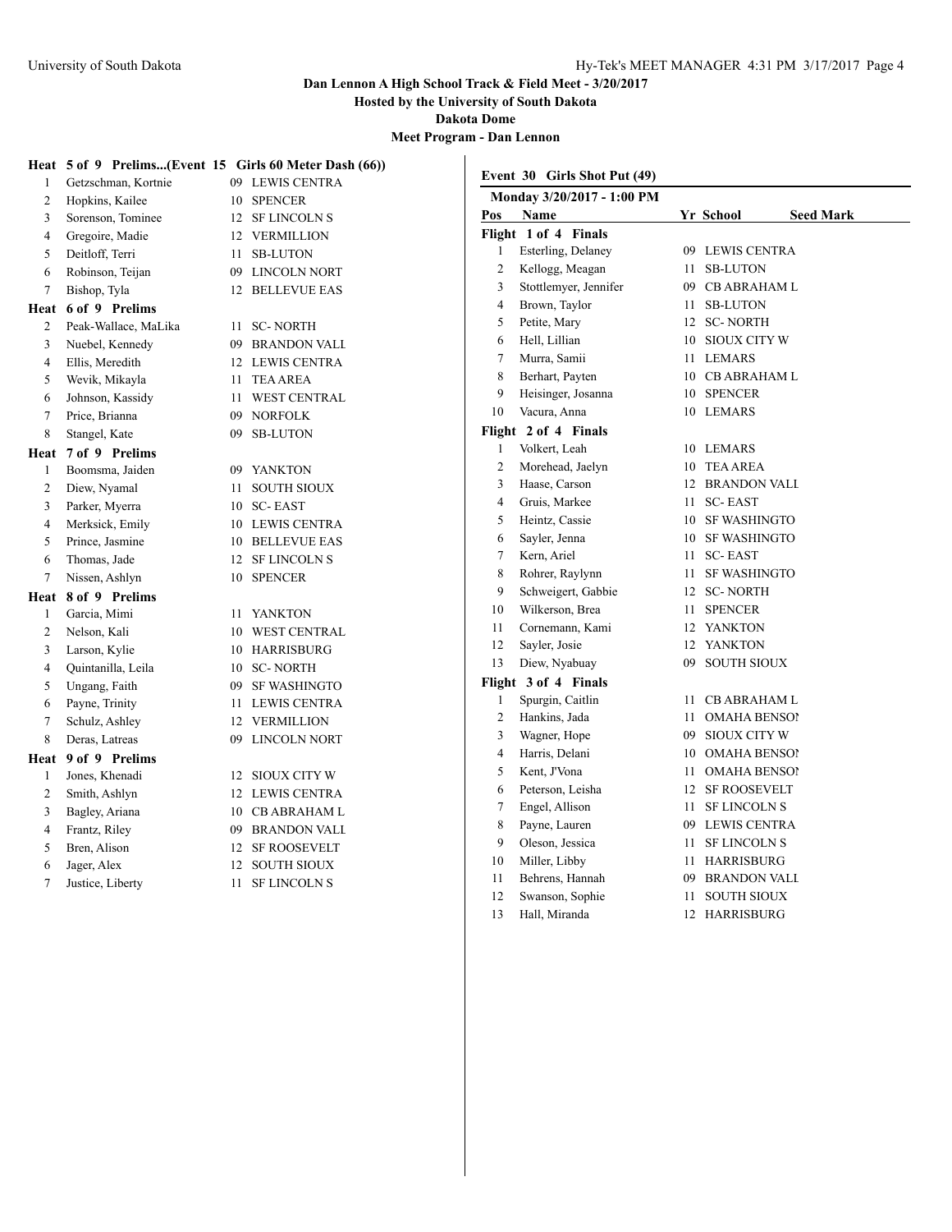# Dan Lennon A High School Track & Field Meet - 3/20/2017

**Hosted by the University of South Dakota**

**Dakota Dome**

**Meet Program - Dan Lennon**

### Heat 5 of 9 Prelims...(Event 15 Girls 60 Meter Dash (66))

| Pos | Name | Yr | School |
|---|---|---|---|
| 1 | Getzschman, Kortnie | 09 | LEWIS CENTRA |
| 2 | Hopkins, Kailee | 10 | SPENCER |
| 3 | Sorenson, Tominee | 12 | SF LINCOLN S |
| 4 | Gregoire, Madie | 12 | VERMILLION |
| 5 | Deitloff, Terri | 11 | SB-LUTON |
| 6 | Robinson, Teijan | 09 | LINCOLN NORT |
| 7 | Bishop, Tyla | 12 | BELLEVUE EAS |

### Heat 6 of 9 Prelims

| Pos | Name | Yr | School |
|---|---|---|---|
| 2 | Peak-Wallace, MaLika | 11 | SC- NORTH |
| 3 | Nuebel, Kennedy | 09 | BRANDON VALL |
| 4 | Ellis, Meredith | 12 | LEWIS CENTRA |
| 5 | Wevik, Mikayla | 11 | TEA AREA |
| 6 | Johnson, Kassidy | 11 | WEST CENTRAL |
| 7 | Price, Brianna | 09 | NORFOLK |
| 8 | Stangel, Kate | 09 | SB-LUTON |

### Heat 7 of 9 Prelims

| Pos | Name | Yr | School |
|---|---|---|---|
| 1 | Boomsma, Jaiden | 09 | YANKTON |
| 2 | Diew, Nyamal | 11 | SOUTH SIOUX |
| 3 | Parker, Myerra | 10 | SC- EAST |
| 4 | Merksick, Emily | 10 | LEWIS CENTRA |
| 5 | Prince, Jasmine | 10 | BELLEVUE EAS |
| 6 | Thomas, Jade | 12 | SF LINCOLN S |
| 7 | Nissen, Ashlyn | 10 | SPENCER |

### Heat 8 of 9 Prelims

| Pos | Name | Yr | School |
|---|---|---|---|
| 1 | Garcia, Mimi | 11 | YANKTON |
| 2 | Nelson, Kali | 10 | WEST CENTRAL |
| 3 | Larson, Kylie | 10 | HARRISBURG |
| 4 | Quintanilla, Leila | 10 | SC- NORTH |
| 5 | Ungang, Faith | 09 | SF WASHINGTO |
| 6 | Payne, Trinity | 11 | LEWIS CENTRA |
| 7 | Schulz, Ashley | 12 | VERMILLION |
| 8 | Deras, Latreas | 09 | LINCOLN NORT |

### Heat 9 of 9 Prelims

| Pos | Name | Yr | School |
|---|---|---|---|
| 1 | Jones, Khenadi | 12 | SIOUX CITY W |
| 2 | Smith, Ashlyn | 12 | LEWIS CENTRA |
| 3 | Bagley, Ariana | 10 | CB ABRAHAM L |
| 4 | Frantz, Riley | 09 | BRANDON VALL |
| 5 | Bren, Alison | 12 | SF ROOSEVELT |
| 6 | Jager, Alex | 12 | SOUTH SIOUX |
| 7 | Justice, Liberty | 11 | SF LINCOLN S |

## Event 30 Girls Shot Put (49)

**Monday 3/20/2017 - 1:00 PM**

### Flight 1 of 4 Finals

| Pos | Name | Yr | School | Seed Mark |
|---|---|---|---|---|
| 1 | Esterling, Delaney | 09 | LEWIS CENTRA | |
| 2 | Kellogg, Meagan | 11 | SB-LUTON | |
| 3 | Stottlemyer, Jennifer | 09 | CB ABRAHAM L | |
| 4 | Brown, Taylor | 11 | SB-LUTON | |
| 5 | Petite, Mary | 12 | SC- NORTH | |
| 6 | Hell, Lillian | 10 | SIOUX CITY W | |
| 7 | Murra, Samii | 11 | LEMARS | |
| 8 | Berhart, Payten | 10 | CB ABRAHAM L | |
| 9 | Heisinger, Josanna | 10 | SPENCER | |
| 10 | Vacura, Anna | 10 | LEMARS | |

### Flight 2 of 4 Finals

| Pos | Name | Yr | School | Seed Mark |
|---|---|---|---|---|
| 1 | Volkert, Leah | 10 | LEMARS | |
| 2 | Morehead, Jaelyn | 10 | TEA AREA | |
| 3 | Haase, Carson | 12 | BRANDON VALL | |
| 4 | Gruis, Markee | 11 | SC- EAST | |
| 5 | Heintz, Cassie | 10 | SF WASHINGTO | |
| 6 | Sayler, Jenna | 10 | SF WASHINGTO | |
| 7 | Kern, Ariel | 11 | SC- EAST | |
| 8 | Rohrer, Raylynn | 11 | SF WASHINGTO | |
| 9 | Schweigert, Gabbie | 12 | SC- NORTH | |
| 10 | Wilkerson, Brea | 11 | SPENCER | |
| 11 | Cornemann, Kami | 12 | YANKTON | |
| 12 | Sayler, Josie | 12 | YANKTON | |
| 13 | Diew, Nyabuay | 09 | SOUTH SIOUX | |

### Flight 3 of 4 Finals

| Pos | Name | Yr | School | Seed Mark |
|---|---|---|---|---|
| 1 | Spurgin, Caitlin | 11 | CB ABRAHAM L | |
| 2 | Hankins, Jada | 11 | OMAHA BENSON | |
| 3 | Wagner, Hope | 09 | SIOUX CITY W | |
| 4 | Harris, Delani | 10 | OMAHA BENSON | |
| 5 | Kent, J'Vona | 11 | OMAHA BENSON | |
| 6 | Peterson, Leisha | 12 | SF ROOSEVELT | |
| 7 | Engel, Allison | 11 | SF LINCOLN S | |
| 8 | Payne, Lauren | 09 | LEWIS CENTRA | |
| 9 | Oleson, Jessica | 11 | SF LINCOLN S | |
| 10 | Miller, Libby | 11 | HARRISBURG | |
| 11 | Behrens, Hannah | 09 | BRANDON VALL | |
| 12 | Swanson, Sophie | 11 | SOUTH SIOUX | |
| 13 | Hall, Miranda | 12 | HARRISBURG | |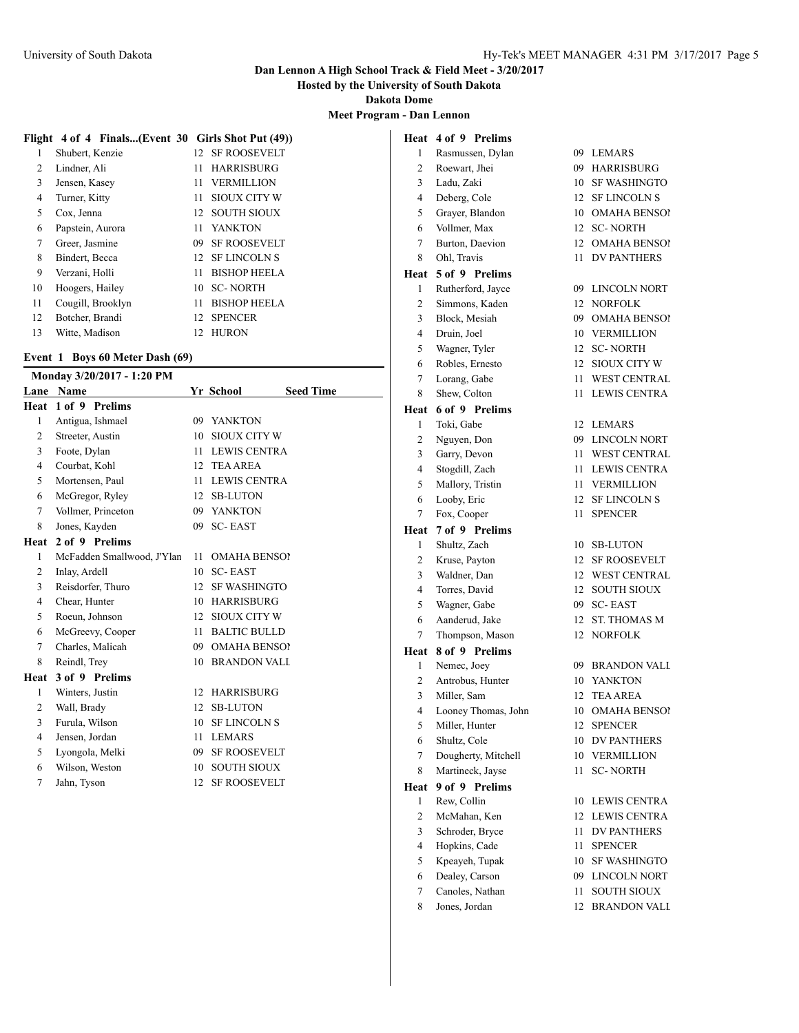# Dan Lennon A High School Track & Field Meet - 3/20/2017

**Hosted by the University of South Dakota**

**Dakota Dome**

**Meet Program - Dan Lennon**

### Flight 4 of 4 Finals...(Event 30 Girls Shot Put (49))

| | Name | Yr | School |
|---|---|---|---|
| 1 | Shubert, Kenzie | 12 | SF ROOSEVELT |
| 2 | Lindner, Ali | 11 | HARRISBURG |
| 3 | Jensen, Kasey | 11 | VERMILLION |
| 4 | Turner, Kitty | 11 | SIOUX CITY W |
| 5 | Cox, Jenna | 12 | SOUTH SIOUX |
| 6 | Papstein, Aurora | 11 | YANKTON |
| 7 | Greer, Jasmine | 09 | SF ROOSEVELT |
| 8 | Bindert, Becca | 12 | SF LINCOLN S |
| 9 | Verzani, Holli | 11 | BISHOP HEELA |
| 10 | Hoogers, Hailey | 10 | SC- NORTH |
| 11 | Cougill, Brooklyn | 11 | BISHOP HEELA |
| 12 | Botcher, Brandi | 12 | SPENCER |
| 13 | Witte, Madison | 12 | HURON |

### Event 1 Boys 60 Meter Dash (69)

Monday 3/20/2017 - 1:20 PM

| Lane | Name | Yr | School | Seed Time |
|---|---|---|---|---|
| **Heat 1 of 9 Prelims** | | | | |
| 1 | Antigua, Ishmael | 09 | YANKTON | |
| 2 | Streeter, Austin | 10 | SIOUX CITY W | |
| 3 | Foote, Dylan | 11 | LEWIS CENTRA | |
| 4 | Courbat, Kohl | 12 | TEA AREA | |
| 5 | Mortensen, Paul | 11 | LEWIS CENTRA | |
| 6 | McGregor, Ryley | 12 | SB-LUTON | |
| 7 | Vollmer, Princeton | 09 | YANKTON | |
| 8 | Jones, Kayden | 09 | SC- EAST | |
| **Heat 2 of 9 Prelims** | | | | |
| 1 | McFadden Smallwood, J'Ylan | 11 | OMAHA BENSON | |
| 2 | Inlay, Ardell | 10 | SC- EAST | |
| 3 | Reisdorfer, Thuro | 12 | SF WASHINGTO | |
| 4 | Chear, Hunter | 10 | HARRISBURG | |
| 5 | Roeun, Johnson | 12 | SIOUX CITY W | |
| 6 | McGreevy, Cooper | 11 | BALTIC BULLD | |
| 7 | Charles, Malicah | 09 | OMAHA BENSON | |
| 8 | Reindl, Trey | 10 | BRANDON VALL | |
| **Heat 3 of 9 Prelims** | | | | |
| 1 | Winters, Justin | 12 | HARRISBURG | |
| 2 | Wall, Brady | 12 | SB-LUTON | |
| 3 | Furula, Wilson | 10 | SF LINCOLN S | |
| 4 | Jensen, Jordan | 11 | LEMARS | |
| 5 | Lyongola, Melki | 09 | SF ROOSEVELT | |
| 6 | Wilson, Weston | 10 | SOUTH SIOUX | |
| 7 | Jahn, Tyson | 12 | SF ROOSEVELT | |
| **Heat 4 of 9 Prelims** | | | | |
| 1 | Rasmussen, Dylan | 09 | LEMARS | |
| 2 | Roewart, Jhei | 09 | HARRISBURG | |
| 3 | Ladu, Zaki | 10 | SF WASHINGTO | |
| 4 | Deberg, Cole | 12 | SF LINCOLN S | |
| 5 | Grayer, Blandon | 10 | OMAHA BENSON | |
| 6 | Vollmer, Max | 12 | SC- NORTH | |
| 7 | Burton, Daevion | 12 | OMAHA BENSON | |
| 8 | Ohl, Travis | 11 | DV PANTHERS | |
| **Heat 5 of 9 Prelims** | | | | |
| 1 | Rutherford, Jayce | 09 | LINCOLN NORT | |
| 2 | Simmons, Kaden | 12 | NORFOLK | |
| 3 | Block, Mesiah | 09 | OMAHA BENSON | |
| 4 | Druin, Joel | 10 | VERMILLION | |
| 5 | Wagner, Tyler | 12 | SC- NORTH | |
| 6 | Robles, Ernesto | 12 | SIOUX CITY W | |
| 7 | Lorang, Gabe | 11 | WEST CENTRAL | |
| 8 | Shew, Colton | 11 | LEWIS CENTRA | |
| **Heat 6 of 9 Prelims** | | | | |
| 1 | Toki, Gabe | 12 | LEMARS | |
| 2 | Nguyen, Don | 09 | LINCOLN NORT | |
| 3 | Garry, Devon | 11 | WEST CENTRAL | |
| 4 | Stogdill, Zach | 11 | LEWIS CENTRA | |
| 5 | Mallory, Tristin | 11 | VERMILLION | |
| 6 | Looby, Eric | 12 | SF LINCOLN S | |
| 7 | Fox, Cooper | 11 | SPENCER | |
| **Heat 7 of 9 Prelims** | | | | |
| 1 | Shultz, Zach | 10 | SB-LUTON | |
| 2 | Kruse, Payton | 12 | SF ROOSEVELT | |
| 3 | Waldner, Dan | 12 | WEST CENTRAL | |
| 4 | Torres, David | 12 | SOUTH SIOUX | |
| 5 | Wagner, Gabe | 09 | SC- EAST | |
| 6 | Aanderud, Jake | 12 | ST. THOMAS M | |
| 7 | Thompson, Mason | 12 | NORFOLK | |
| **Heat 8 of 9 Prelims** | | | | |
| 1 | Nemec, Joey | 09 | BRANDON VALL | |
| 2 | Antrobus, Hunter | 10 | YANKTON | |
| 3 | Miller, Sam | 12 | TEA AREA | |
| 4 | Looney Thomas, John | 10 | OMAHA BENSON | |
| 5 | Miller, Hunter | 12 | SPENCER | |
| 6 | Shultz, Cole | 10 | DV PANTHERS | |
| 7 | Dougherty, Mitchell | 10 | VERMILLION | |
| 8 | Martineck, Jayse | 11 | SC- NORTH | |
| **Heat 9 of 9 Prelims** | | | | |
| 1 | Rew, Collin | 10 | LEWIS CENTRA | |
| 2 | McMahan, Ken | 12 | LEWIS CENTRA | |
| 3 | Schroder, Bryce | 11 | DV PANTHERS | |
| 4 | Hopkins, Cade | 11 | SPENCER | |
| 5 | Kpeayeh, Tupak | 10 | SF WASHINGTO | |
| 6 | Dealey, Carson | 09 | LINCOLN NORT | |
| 7 | Canoles, Nathan | 11 | SOUTH SIOUX | |
| 8 | Jones, Jordan | 12 | BRANDON VALL | |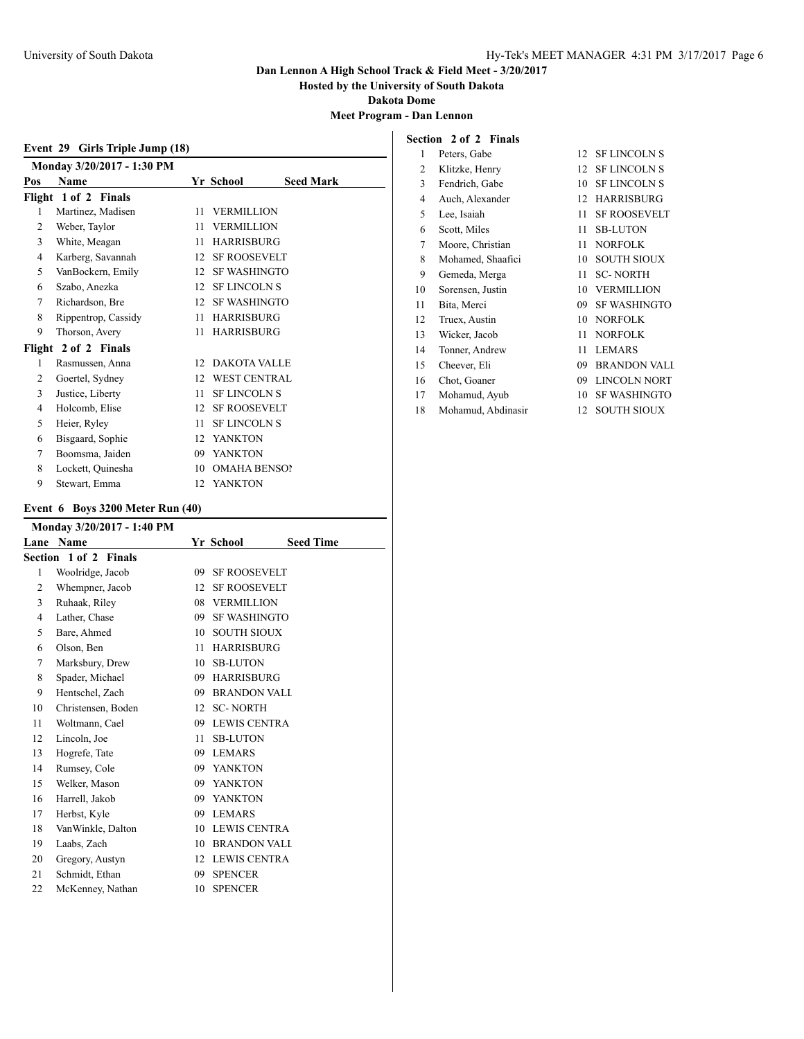# Dan Lennon A High School Track & Field Meet - 3/20/2017

**Hosted by the University of South Dakota**

**Dakota Dome**

**Meet Program - Dan Lennon**

## Event 29 Girls Triple Jump (18)

**Monday 3/20/2017 - 1:30 PM**

| Pos | Name | Yr | School | Seed Mark |
|---|---|---|---|---|
| **Flight 1 of 2 Finals** | | | | |
| 1 | Martinez, Madisen | 11 | VERMILLION | |
| 2 | Weber, Taylor | 11 | VERMILLION | |
| 3 | White, Meagan | 11 | HARRISBURG | |
| 4 | Karberg, Savannah | 12 | SF ROOSEVELT | |
| 5 | VanBockern, Emily | 12 | SF WASHINGTO | |
| 6 | Szabo, Anezka | 12 | SF LINCOLN S | |
| 7 | Richardson, Bre | 12 | SF WASHINGTO | |
| 8 | Rippentrop, Cassidy | 11 | HARRISBURG | |
| 9 | Thorson, Avery | 11 | HARRISBURG | |
| **Flight 2 of 2 Finals** | | | | |
| 1 | Rasmussen, Anna | 12 | DAKOTA VALLE | |
| 2 | Goertel, Sydney | 12 | WEST CENTRAL | |
| 3 | Justice, Liberty | 11 | SF LINCOLN S | |
| 4 | Holcomb, Elise | 12 | SF ROOSEVELT | |
| 5 | Heier, Ryley | 11 | SF LINCOLN S | |
| 6 | Bisgaard, Sophie | 12 | YANKTON | |
| 7 | Boomsma, Jaiden | 09 | YANKTON | |
| 8 | Lockett, Quinesha | 10 | OMAHA BENSON | |
| 9 | Stewart, Emma | 12 | YANKTON | |

## Event 6 Boys 3200 Meter Run (40)

**Monday 3/20/2017 - 1:40 PM**

| Lane | Name | Yr | School | Seed Time |
|---|---|---|---|---|
| **Section 1 of 2 Finals** | | | | |
| 1 | Woolridge, Jacob | 09 | SF ROOSEVELT | |
| 2 | Whempner, Jacob | 12 | SF ROOSEVELT | |
| 3 | Ruhaak, Riley | 08 | VERMILLION | |
| 4 | Lather, Chase | 09 | SF WASHINGTO | |
| 5 | Bare, Ahmed | 10 | SOUTH SIOUX | |
| 6 | Olson, Ben | 11 | HARRISBURG | |
| 7 | Marksbury, Drew | 10 | SB-LUTON | |
| 8 | Spader, Michael | 09 | HARRISBURG | |
| 9 | Hentschel, Zach | 09 | BRANDON VALL | |
| 10 | Christensen, Boden | 12 | SC- NORTH | |
| 11 | Woltmann, Cael | 09 | LEWIS CENTRA | |
| 12 | Lincoln, Joe | 11 | SB-LUTON | |
| 13 | Hogrefe, Tate | 09 | LEMARS | |
| 14 | Rumsey, Cole | 09 | YANKTON | |
| 15 | Welker, Mason | 09 | YANKTON | |
| 16 | Harrell, Jakob | 09 | YANKTON | |
| 17 | Herbst, Kyle | 09 | LEMARS | |
| 18 | VanWinkle, Dalton | 10 | LEWIS CENTRA | |
| 19 | Laabs, Zach | 10 | BRANDON VALL | |
| 20 | Gregory, Austyn | 12 | LEWIS CENTRA | |
| 21 | Schmidt, Ethan | 09 | SPENCER | |
| 22 | McKenney, Nathan | 10 | SPENCER | |
| **Section 2 of 2 Finals** | | | | |
| 1 | Peters, Gabe | 12 | SF LINCOLN S | |
| 2 | Klitzke, Henry | 12 | SF LINCOLN S | |
| 3 | Fendrich, Gabe | 10 | SF LINCOLN S | |
| 4 | Auch, Alexander | 12 | HARRISBURG | |
| 5 | Lee, Isaiah | 11 | SF ROOSEVELT | |
| 6 | Scott, Miles | 11 | SB-LUTON | |
| 7 | Moore, Christian | 11 | NORFOLK | |
| 8 | Mohamed, Shaafici | 10 | SOUTH SIOUX | |
| 9 | Gemeda, Merga | 11 | SC- NORTH | |
| 10 | Sorensen, Justin | 10 | VERMILLION | |
| 11 | Bita, Merci | 09 | SF WASHINGTO | |
| 12 | Truex, Austin | 10 | NORFOLK | |
| 13 | Wicker, Jacob | 11 | NORFOLK | |
| 14 | Tonner, Andrew | 11 | LEMARS | |
| 15 | Cheever, Eli | 09 | BRANDON VALL | |
| 16 | Chot, Goaner | 09 | LINCOLN NORT | |
| 17 | Mohamud, Ayub | 10 | SF WASHINGTO | |
| 18 | Mohamud, Abdinasir | 12 | SOUTH SIOUX | |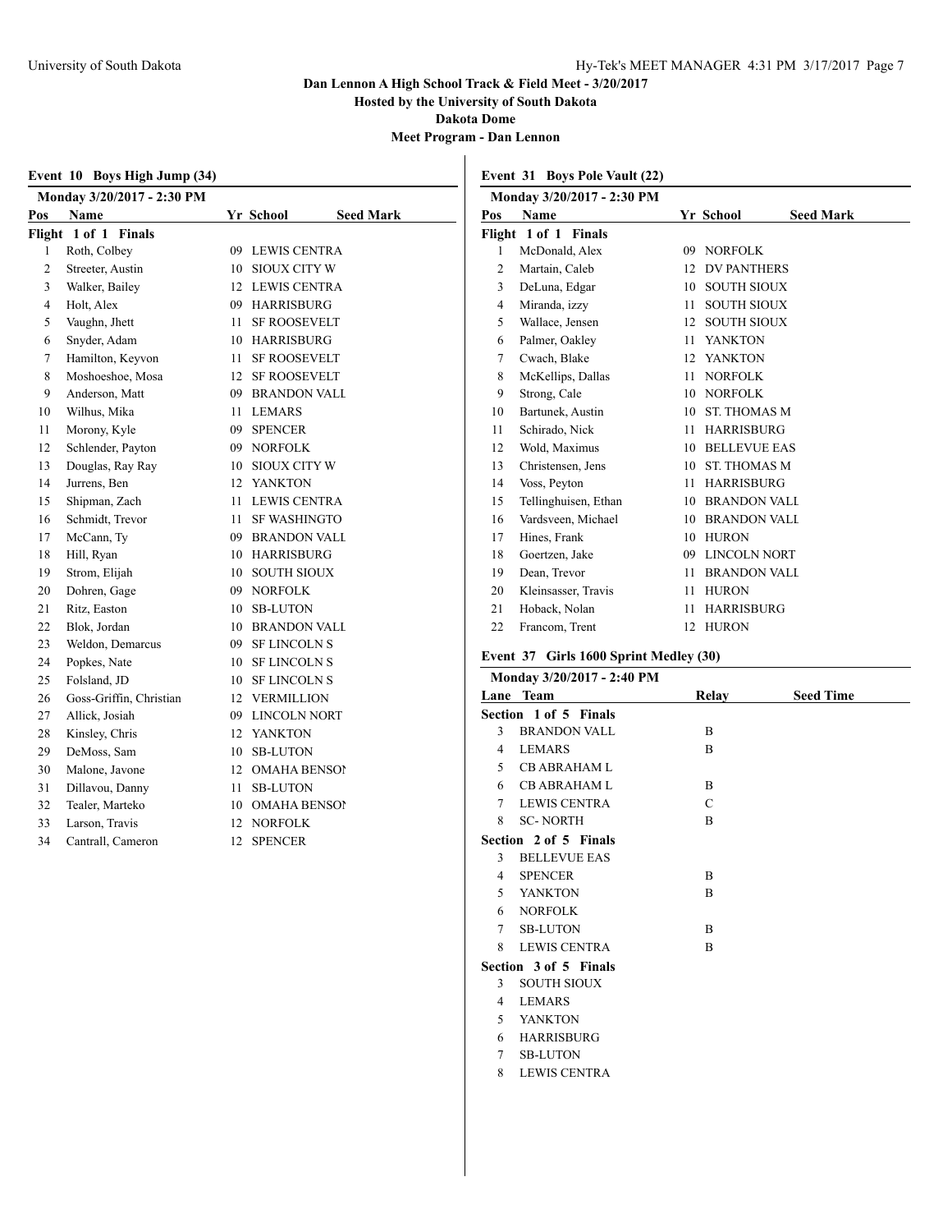Dan Lennon A High School Track & Field Meet - 3/20/2017

Hosted by the University of South Dakota

Dakota Dome

Meet Program - Dan Lennon

## Event 10 Boys High Jump (34)

**Monday 3/20/2017 - 2:30 PM**

**Flight 1 of 1 Finals**

| Pos | Name | Yr | School | Seed Mark |
|---|---|---|---|---|
| 1 | Roth, Colbey | 09 | LEWIS CENTRA | |
| 2 | Streeter, Austin | 10 | SIOUX CITY W | |
| 3 | Walker, Bailey | 12 | LEWIS CENTRA | |
| 4 | Holt, Alex | 09 | HARRISBURG | |
| 5 | Vaughn, Jhett | 11 | SF ROOSEVELT | |
| 6 | Snyder, Adam | 10 | HARRISBURG | |
| 7 | Hamilton, Keyvon | 11 | SF ROOSEVELT | |
| 8 | Moshoeshoe, Mosa | 12 | SF ROOSEVELT | |
| 9 | Anderson, Matt | 09 | BRANDON VALL | |
| 10 | Wilhus, Mika | 11 | LEMARS | |
| 11 | Morony, Kyle | 09 | SPENCER | |
| 12 | Schlender, Payton | 09 | NORFOLK | |
| 13 | Douglas, Ray Ray | 10 | SIOUX CITY W | |
| 14 | Jurrens, Ben | 12 | YANKTON | |
| 15 | Shipman, Zach | 11 | LEWIS CENTRA | |
| 16 | Schmidt, Trevor | 11 | SF WASHINGTO | |
| 17 | McCann, Ty | 09 | BRANDON VALL | |
| 18 | Hill, Ryan | 10 | HARRISBURG | |
| 19 | Strom, Elijah | 10 | SOUTH SIOUX | |
| 20 | Dohren, Gage | 09 | NORFOLK | |
| 21 | Ritz, Easton | 10 | SB-LUTON | |
| 22 | Blok, Jordan | 10 | BRANDON VALL | |
| 23 | Weldon, Demarcus | 09 | SF LINCOLN S | |
| 24 | Popkes, Nate | 10 | SF LINCOLN S | |
| 25 | Folsland, JD | 10 | SF LINCOLN S | |
| 26 | Goss-Griffin, Christian | 12 | VERMILLION | |
| 27 | Allick, Josiah | 09 | LINCOLN NORT | |
| 28 | Kinsley, Chris | 12 | YANKTON | |
| 29 | DeMoss, Sam | 10 | SB-LUTON | |
| 30 | Malone, Javone | 12 | OMAHA BENSON | |
| 31 | Dillavou, Danny | 11 | SB-LUTON | |
| 32 | Tealer, Marteko | 10 | OMAHA BENSON | |
| 33 | Larson, Travis | 12 | NORFOLK | |
| 34 | Cantrall, Cameron | 12 | SPENCER | |

## Event 31 Boys Pole Vault (22)

**Monday 3/20/2017 - 2:30 PM**

**Flight 1 of 1 Finals**

| Pos | Name | Yr | School | Seed Mark |
|---|---|---|---|---|
| 1 | McDonald, Alex | 09 | NORFOLK | |
| 2 | Martain, Caleb | 12 | DV PANTHERS | |
| 3 | DeLuna, Edgar | 10 | SOUTH SIOUX | |
| 4 | Miranda, izzy | 11 | SOUTH SIOUX | |
| 5 | Wallace, Jensen | 12 | SOUTH SIOUX | |
| 6 | Palmer, Oakley | 11 | YANKTON | |
| 7 | Cwach, Blake | 12 | YANKTON | |
| 8 | McKellips, Dallas | 11 | NORFOLK | |
| 9 | Strong, Cale | 10 | NORFOLK | |
| 10 | Bartunek, Austin | 10 | ST. THOMAS M | |
| 11 | Schirado, Nick | 11 | HARRISBURG | |
| 12 | Wold, Maximus | 10 | BELLEVUE EAS | |
| 13 | Christensen, Jens | 10 | ST. THOMAS M | |
| 14 | Voss, Peyton | 11 | HARRISBURG | |
| 15 | Tellinghuisen, Ethan | 10 | BRANDON VALL | |
| 16 | Vardsveen, Michael | 10 | BRANDON VALL | |
| 17 | Hines, Frank | 10 | HURON | |
| 18 | Goertzen, Jake | 09 | LINCOLN NORT | |
| 19 | Dean, Trevor | 11 | BRANDON VALL | |
| 20 | Kleinsasser, Travis | 11 | HURON | |
| 21 | Hoback, Nolan | 11 | HARRISBURG | |
| 22 | Francom, Trent | 12 | HURON | |

## Event 37 Girls 1600 Sprint Medley (30)

**Monday 3/20/2017 - 2:40 PM**

| Lane | Team | Relay | Seed Time |
|---|---|---|---|
| **Section 1 of 5 Finals** | | | |
| 3 | BRANDON VALL | B | |
| 4 | LEMARS | B | |
| 5 | CB ABRAHAM L | | |
| 6 | CB ABRAHAM L | B | |
| 7 | LEWIS CENTRA | C | |
| 8 | SC- NORTH | B | |
| **Section 2 of 5 Finals** | | | |
| 3 | BELLEVUE EAS | | |
| 4 | SPENCER | B | |
| 5 | YANKTON | B | |
| 6 | NORFOLK | | |
| 7 | SB-LUTON | B | |
| 8 | LEWIS CENTRA | B | |
| **Section 3 of 5 Finals** | | | |
| 3 | SOUTH SIOUX | | |
| 4 | LEMARS | | |
| 5 | YANKTON | | |
| 6 | HARRISBURG | | |
| 7 | SB-LUTON | | |
| 8 | LEWIS CENTRA | | |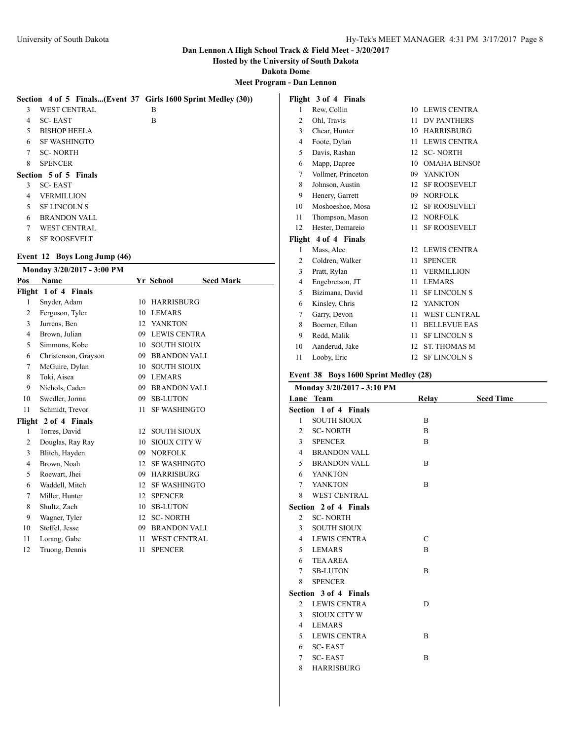Dan Lennon A High School Track & Field Meet - 3/20/2017

Hosted by the University of South Dakota

Dakota Dome

Meet Program - Dan Lennon

**Section 4 of 5 Finals...(Event 37 Girls 1600 Sprint Medley (30))**

| Lane | Team | Relay |
|---|---|---|
| 3 | WEST CENTRAL | B |
| 4 | SC- EAST | B |
| 5 | BISHOP HEELA | |
| 6 | SF WASHINGTO | |
| 7 | SC- NORTH | |
| 8 | SPENCER | |

**Section 5 of 5 Finals**

| Lane | Team | Relay |
|---|---|---|
| 3 | SC- EAST | |
| 4 | VERMILLION | |
| 5 | SF LINCOLN S | |
| 6 | BRANDON VALL | |
| 7 | WEST CENTRAL | |
| 8 | SF ROOSEVELT | |

## Event 12 Boys Long Jump (46)

Monday 3/20/2017 - 3:00 PM

| Pos | Name | Yr | School | Seed Mark |
|---|---|---|---|---|
| **Flight 1 of 4 Finals** | | | | |
| 1 | Snyder, Adam | 10 | HARRISBURG | |
| 2 | Ferguson, Tyler | 10 | LEMARS | |
| 3 | Jurrens, Ben | 12 | YANKTON | |
| 4 | Brown, Julian | 09 | LEWIS CENTRA | |
| 5 | Simmons, Kobe | 10 | SOUTH SIOUX | |
| 6 | Christenson, Grayson | 09 | BRANDON VALL | |
| 7 | McGuire, Dylan | 10 | SOUTH SIOUX | |
| 8 | Toki, Aisea | 09 | LEMARS | |
| 9 | Nichols, Caden | 09 | BRANDON VALL | |
| 10 | Swedler, Jorma | 09 | SB-LUTON | |
| 11 | Schmidt, Trevor | 11 | SF WASHINGTO | |
| **Flight 2 of 4 Finals** | | | | |
| 1 | Torres, David | 12 | SOUTH SIOUX | |
| 2 | Douglas, Ray Ray | 10 | SIOUX CITY W | |
| 3 | Blitch, Hayden | 09 | NORFOLK | |
| 4 | Brown, Noah | 12 | SF WASHINGTO | |
| 5 | Roewart, Jhei | 09 | HARRISBURG | |
| 6 | Waddell, Mitch | 12 | SF WASHINGTO | |
| 7 | Miller, Hunter | 12 | SPENCER | |
| 8 | Shultz, Zach | 10 | SB-LUTON | |
| 9 | Wagner, Tyler | 12 | SC- NORTH | |
| 10 | Steffel, Jesse | 09 | BRANDON VALL | |
| 11 | Lorang, Gabe | 11 | WEST CENTRAL | |
| 12 | Truong, Dennis | 11 | SPENCER | |
| **Flight 3 of 4 Finals** | | | | |
| 1 | Rew, Collin | 10 | LEWIS CENTRA | |
| 2 | Ohl, Travis | 11 | DV PANTHERS | |
| 3 | Chear, Hunter | 10 | HARRISBURG | |
| 4 | Foote, Dylan | 11 | LEWIS CENTRA | |
| 5 | Davis, Rashan | 12 | SC- NORTH | |
| 6 | Mapp, Dapree | 10 | OMAHA BENSON | |
| 7 | Vollmer, Princeton | 09 | YANKTON | |
| 8 | Johnson, Austin | 12 | SF ROOSEVELT | |
| 9 | Henery, Garrett | 09 | NORFOLK | |
| 10 | Moshoeshoe, Mosa | 12 | SF ROOSEVELT | |
| 11 | Thompson, Mason | 12 | NORFOLK | |
| 12 | Hester, Demareio | 11 | SF ROOSEVELT | |
| **Flight 4 of 4 Finals** | | | | |
| 1 | Mass, Alec | 12 | LEWIS CENTRA | |
| 2 | Coldren, Walker | 11 | SPENCER | |
| 3 | Pratt, Rylan | 11 | VERMILLION | |
| 4 | Engebretson, JT | 11 | LEMARS | |
| 5 | Bizimana, David | 11 | SF LINCOLN S | |
| 6 | Kinsley, Chris | 12 | YANKTON | |
| 7 | Garry, Devon | 11 | WEST CENTRAL | |
| 8 | Boerner, Ethan | 11 | BELLEVUE EAS | |
| 9 | Redd, Malik | 11 | SF LINCOLN S | |
| 10 | Aanderud, Jake | 12 | ST. THOMAS M | |
| 11 | Looby, Eric | 12 | SF LINCOLN S | |

## Event 38 Boys 1600 Sprint Medley (28)

Monday 3/20/2017 - 3:10 PM

| Lane | Team | Relay | Seed Time |
|---|---|---|---|
| **Section 1 of 4 Finals** | | | |
| 1 | SOUTH SIOUX | B | |
| 2 | SC- NORTH | B | |
| 3 | SPENCER | B | |
| 4 | BRANDON VALL | | |
| 5 | BRANDON VALL | B | |
| 6 | YANKTON | | |
| 7 | YANKTON | B | |
| 8 | WEST CENTRAL | | |
| **Section 2 of 4 Finals** | | | |
| 2 | SC- NORTH | | |
| 3 | SOUTH SIOUX | | |
| 4 | LEWIS CENTRA | C | |
| 5 | LEMARS | B | |
| 6 | TEA AREA | | |
| 7 | SB-LUTON | B | |
| 8 | SPENCER | | |
| **Section 3 of 4 Finals** | | | |
| 2 | LEWIS CENTRA | D | |
| 3 | SIOUX CITY W | | |
| 4 | LEMARS | | |
| 5 | LEWIS CENTRA | B | |
| 6 | SC- EAST | | |
| 7 | SC- EAST | B | |
| 8 | HARRISBURG | | |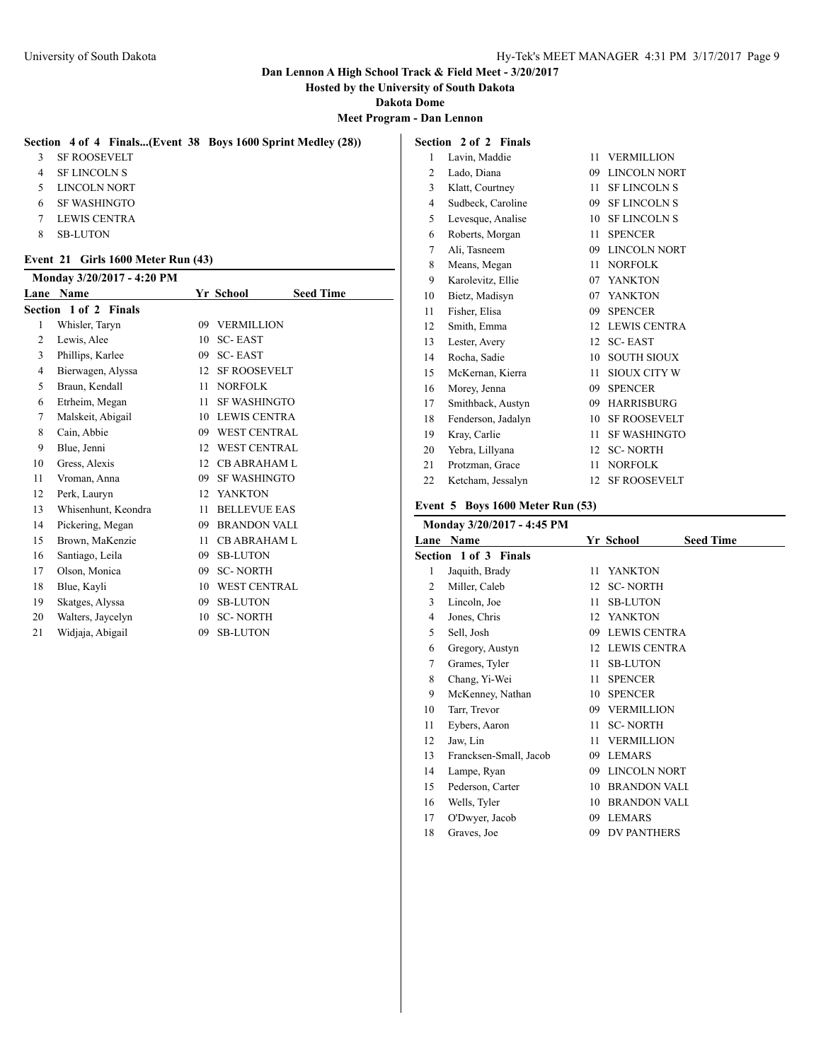# Dan Lennon A High School Track & Field Meet - 3/20/2017

**Hosted by the University of South Dakota**

**Dakota Dome**

**Meet Program - Dan Lennon**

### Section 4 of 4 Finals...(Event 38 Boys 1600 Sprint Medley (28))

| Lane | School |
|---|---|
| 3 | SF ROOSEVELT |
| 4 | SF LINCOLN S |
| 5 | LINCOLN NORT |
| 6 | SF WASHINGTO |
| 7 | LEWIS CENTRA |
| 8 | SB-LUTON |

## Event 21 Girls 1600 Meter Run (43)

**Monday 3/20/2017 - 4:20 PM**

| Lane | Name | Yr | School | Seed Time |
|---|---|---|---|---|
| **Section 1 of 2 Finals** | | | | |
| 1 | Whisler, Taryn | 09 | VERMILLION | |
| 2 | Lewis, Alee | 10 | SC- EAST | |
| 3 | Phillips, Karlee | 09 | SC- EAST | |
| 4 | Bierwagen, Alyssa | 12 | SF ROOSEVELT | |
| 5 | Braun, Kendall | 11 | NORFOLK | |
| 6 | Etrheim, Megan | 11 | SF WASHINGTO | |
| 7 | Malskeit, Abigail | 10 | LEWIS CENTRA | |
| 8 | Cain, Abbie | 09 | WEST CENTRAL | |
| 9 | Blue, Jenni | 12 | WEST CENTRAL | |
| 10 | Gress, Alexis | 12 | CB ABRAHAM L | |
| 11 | Vroman, Anna | 09 | SF WASHINGTO | |
| 12 | Perk, Lauryn | 12 | YANKTON | |
| 13 | Whisenhunt, Keondra | 11 | BELLEVUE EAS | |
| 14 | Pickering, Megan | 09 | BRANDON VALL | |
| 15 | Brown, MaKenzie | 11 | CB ABRAHAM L | |
| 16 | Santiago, Leila | 09 | SB-LUTON | |
| 17 | Olson, Monica | 09 | SC- NORTH | |
| 18 | Blue, Kayli | 10 | WEST CENTRAL | |
| 19 | Skatges, Alyssa | 09 | SB-LUTON | |
| 20 | Walters, Jaycelyn | 10 | SC- NORTH | |
| 21 | Widjaja, Abigail | 09 | SB-LUTON | |
| **Section 2 of 2 Finals** | | | | |
| 1 | Lavin, Maddie | 11 | VERMILLION | |
| 2 | Lado, Diana | 09 | LINCOLN NORT | |
| 3 | Klatt, Courtney | 11 | SF LINCOLN S | |
| 4 | Sudbeck, Caroline | 09 | SF LINCOLN S | |
| 5 | Levesque, Analise | 10 | SF LINCOLN S | |
| 6 | Roberts, Morgan | 11 | SPENCER | |
| 7 | Ali, Tasneem | 09 | LINCOLN NORT | |
| 8 | Means, Megan | 11 | NORFOLK | |
| 9 | Karolevitz, Ellie | 07 | YANKTON | |
| 10 | Bietz, Madisyn | 07 | YANKTON | |
| 11 | Fisher, Elisa | 09 | SPENCER | |
| 12 | Smith, Emma | 12 | LEWIS CENTRA | |
| 13 | Lester, Avery | 12 | SC- EAST | |
| 14 | Rocha, Sadie | 10 | SOUTH SIOUX | |
| 15 | McKernan, Kierra | 11 | SIOUX CITY W | |
| 16 | Morey, Jenna | 09 | SPENCER | |
| 17 | Smithback, Austyn | 09 | HARRISBURG | |
| 18 | Fenderson, Jadalyn | 10 | SF ROOSEVELT | |
| 19 | Kray, Carlie | 11 | SF WASHINGTO | |
| 20 | Yebra, Lillyana | 12 | SC- NORTH | |
| 21 | Protzman, Grace | 11 | NORFOLK | |
| 22 | Ketcham, Jessalyn | 12 | SF ROOSEVELT | |

## Event 5 Boys 1600 Meter Run (53)

**Monday 3/20/2017 - 4:45 PM**

| Lane | Name | Yr | School | Seed Time |
|---|---|---|---|---|
| **Section 1 of 3 Finals** | | | | |
| 1 | Jaquith, Brady | 11 | YANKTON | |
| 2 | Miller, Caleb | 12 | SC- NORTH | |
| 3 | Lincoln, Joe | 11 | SB-LUTON | |
| 4 | Jones, Chris | 12 | YANKTON | |
| 5 | Sell, Josh | 09 | LEWIS CENTRA | |
| 6 | Gregory, Austyn | 12 | LEWIS CENTRA | |
| 7 | Grames, Tyler | 11 | SB-LUTON | |
| 8 | Chang, Yi-Wei | 11 | SPENCER | |
| 9 | McKenney, Nathan | 10 | SPENCER | |
| 10 | Tarr, Trevor | 09 | VERMILLION | |
| 11 | Eybers, Aaron | 11 | SC- NORTH | |
| 12 | Jaw, Lin | 11 | VERMILLION | |
| 13 | Francksen-Small, Jacob | 09 | LEMARS | |
| 14 | Lampe, Ryan | 09 | LINCOLN NORT | |
| 15 | Pederson, Carter | 10 | BRANDON VALL | |
| 16 | Wells, Tyler | 10 | BRANDON VALL | |
| 17 | O'Dwyer, Jacob | 09 | LEMARS | |
| 18 | Graves, Joe | 09 | DV PANTHERS | |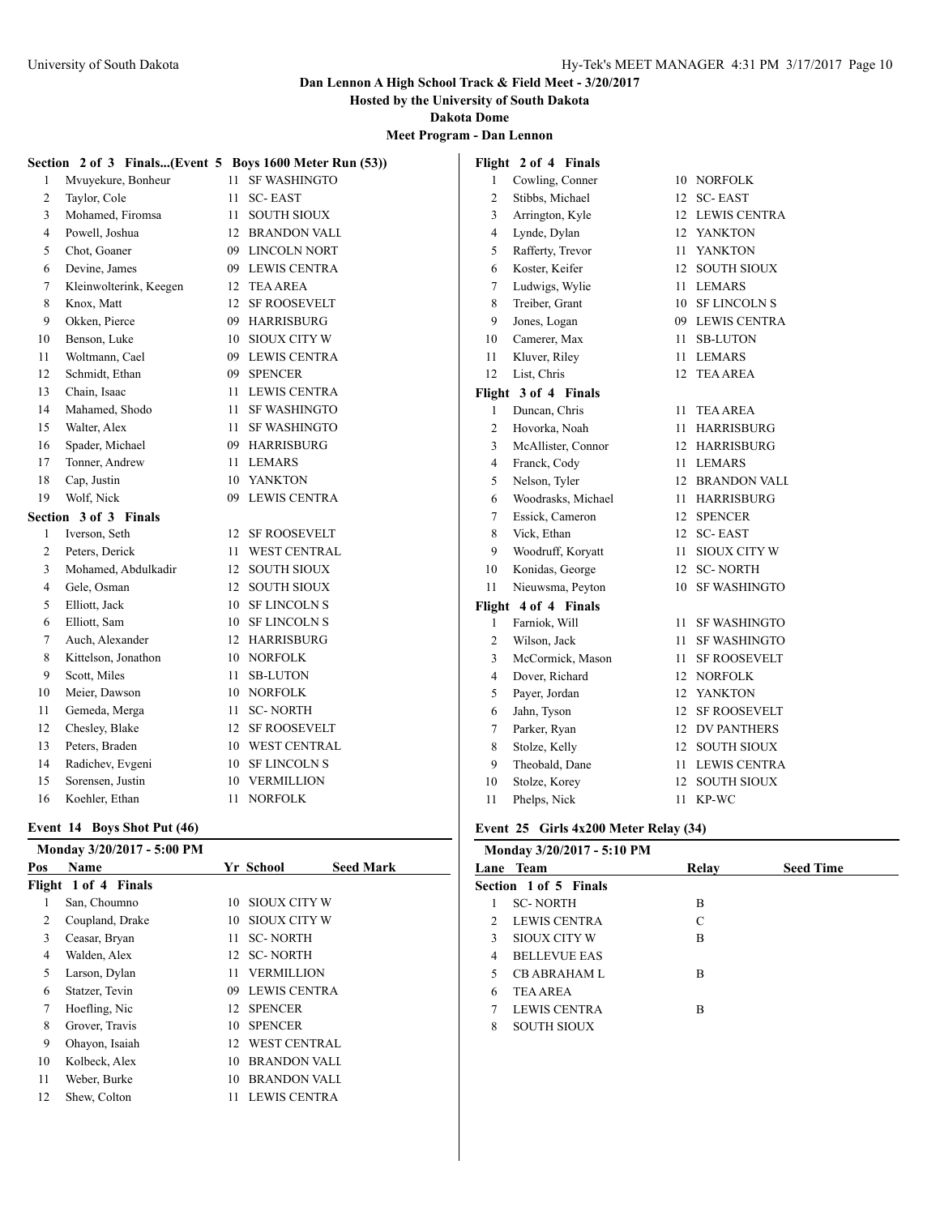Dan Lennon A High School Track & Field Meet - 3/20/2017
Hosted by the University of South Dakota
Dakota Dome
Meet Program - Dan Lennon

**Section 2 of 3 Finals...(Event 5 Boys 1600 Meter Run (53))**

| Pos | Name | Yr | School |
|---|---|---|---|
| 1 | Mvuyekure, Bonheur | 11 | SF WASHINGTO |
| 2 | Taylor, Cole | 11 | SC- EAST |
| 3 | Mohamed, Firomsa | 11 | SOUTH SIOUX |
| 4 | Powell, Joshua | 12 | BRANDON VALL |
| 5 | Chot, Goaner | 09 | LINCOLN NORT |
| 6 | Devine, James | 09 | LEWIS CENTRA |
| 7 | Kleinwolterink, Keegen | 12 | TEA AREA |
| 8 | Knox, Matt | 12 | SF ROOSEVELT |
| 9 | Okken, Pierce | 09 | HARRISBURG |
| 10 | Benson, Luke | 10 | SIOUX CITY W |
| 11 | Woltmann, Cael | 09 | LEWIS CENTRA |
| 12 | Schmidt, Ethan | 09 | SPENCER |
| 13 | Chain, Isaac | 11 | LEWIS CENTRA |
| 14 | Mahamed, Shodo | 11 | SF WASHINGTO |
| 15 | Walter, Alex | 11 | SF WASHINGTO |
| 16 | Spader, Michael | 09 | HARRISBURG |
| 17 | Tonner, Andrew | 11 | LEMARS |
| 18 | Cap, Justin | 10 | YANKTON |
| 19 | Wolf, Nick | 09 | LEWIS CENTRA |

**Section 3 of 3 Finals**

| Pos | Name | Yr | School |
|---|---|---|---|
| 1 | Iverson, Seth | 12 | SF ROOSEVELT |
| 2 | Peters, Derick | 11 | WEST CENTRAL |
| 3 | Mohamed, Abdulkadir | 12 | SOUTH SIOUX |
| 4 | Gele, Osman | 12 | SOUTH SIOUX |
| 5 | Elliott, Jack | 10 | SF LINCOLN S |
| 6 | Elliott, Sam | 10 | SF LINCOLN S |
| 7 | Auch, Alexander | 12 | HARRISBURG |
| 8 | Kittelson, Jonathon | 10 | NORFOLK |
| 9 | Scott, Miles | 11 | SB-LUTON |
| 10 | Meier, Dawson | 10 | NORFOLK |
| 11 | Gemeda, Merga | 11 | SC- NORTH |
| 12 | Chesley, Blake | 12 | SF ROOSEVELT |
| 13 | Peters, Braden | 10 | WEST CENTRAL |
| 14 | Radichev, Evgeni | 10 | SF LINCOLN S |
| 15 | Sorensen, Justin | 10 | VERMILLION |
| 16 | Koehler, Ethan | 11 | NORFOLK |

## Event 14 Boys Shot Put (46)

Monday 3/20/2017 - 5:00 PM

**Flight 1 of 4 Finals**

| Pos | Name | Yr | School | Seed Mark |
|---|---|---|---|---|
| 1 | San, Choumno | 10 | SIOUX CITY W | |
| 2 | Coupland, Drake | 10 | SIOUX CITY W | |
| 3 | Ceasar, Bryan | 11 | SC- NORTH | |
| 4 | Walden, Alex | 12 | SC- NORTH | |
| 5 | Larson, Dylan | 11 | VERMILLION | |
| 6 | Statzer, Tevin | 09 | LEWIS CENTRA | |
| 7 | Hoefling, Nic | 12 | SPENCER | |
| 8 | Grover, Travis | 10 | SPENCER | |
| 9 | Ohayon, Isaiah | 12 | WEST CENTRAL | |
| 10 | Kolbeck, Alex | 10 | BRANDON VALL | |
| 11 | Weber, Burke | 10 | BRANDON VALL | |
| 12 | Shew, Colton | 11 | LEWIS CENTRA | |

**Flight 2 of 4 Finals**

| Pos | Name | Yr | School | Seed Mark |
|---|---|---|---|---|
| 1 | Cowling, Conner | 10 | NORFOLK | |
| 2 | Stibbs, Michael | 12 | SC- EAST | |
| 3 | Arrington, Kyle | 12 | LEWIS CENTRA | |
| 4 | Lynde, Dylan | 12 | YANKTON | |
| 5 | Rafferty, Trevor | 11 | YANKTON | |
| 6 | Koster, Keifer | 12 | SOUTH SIOUX | |
| 7 | Ludwigs, Wylie | 11 | LEMARS | |
| 8 | Treiber, Grant | 10 | SF LINCOLN S | |
| 9 | Jones, Logan | 09 | LEWIS CENTRA | |
| 10 | Camerer, Max | 11 | SB-LUTON | |
| 11 | Kluver, Riley | 11 | LEMARS | |
| 12 | List, Chris | 12 | TEA AREA | |

**Flight 3 of 4 Finals**

| Pos | Name | Yr | School | Seed Mark |
|---|---|---|---|---|
| 1 | Duncan, Chris | 11 | TEA AREA | |
| 2 | Hovorka, Noah | 11 | HARRISBURG | |
| 3 | McAllister, Connor | 12 | HARRISBURG | |
| 4 | Franck, Cody | 11 | LEMARS | |
| 5 | Nelson, Tyler | 12 | BRANDON VALL | |
| 6 | Woodrasks, Michael | 11 | HARRISBURG | |
| 7 | Essick, Cameron | 12 | SPENCER | |
| 8 | Vick, Ethan | 12 | SC- EAST | |
| 9 | Woodruff, Koryatt | 11 | SIOUX CITY W | |
| 10 | Konidas, George | 12 | SC- NORTH | |
| 11 | Nieuwsma, Peyton | 10 | SF WASHINGTO | |

**Flight 4 of 4 Finals**

| Pos | Name | Yr | School | Seed Mark |
|---|---|---|---|---|
| 1 | Farniok, Will | 11 | SF WASHINGTO | |
| 2 | Wilson, Jack | 11 | SF WASHINGTO | |
| 3 | McCormick, Mason | 11 | SF ROOSEVELT | |
| 4 | Dover, Richard | 12 | NORFOLK | |
| 5 | Payer, Jordan | 12 | YANKTON | |
| 6 | Jahn, Tyson | 12 | SF ROOSEVELT | |
| 7 | Parker, Ryan | 12 | DV PANTHERS | |
| 8 | Stolze, Kelly | 12 | SOUTH SIOUX | |
| 9 | Theobald, Dane | 11 | LEWIS CENTRA | |
| 10 | Stolze, Korey | 12 | SOUTH SIOUX | |
| 11 | Phelps, Nick | 11 | KP-WC | |

## Event 25 Girls 4x200 Meter Relay (34)

Monday 3/20/2017 - 5:10 PM

**Section 1 of 5 Finals**

| Lane | Team | Relay | Seed Time |
|---|---|---|---|
| 1 | SC- NORTH | B | |
| 2 | LEWIS CENTRA | C | |
| 3 | SIOUX CITY W | B | |
| 4 | BELLEVUE EAS | | |
| 5 | CB ABRAHAM L | B | |
| 6 | TEA AREA | | |
| 7 | LEWIS CENTRA | B | |
| 8 | SOUTH SIOUX | | |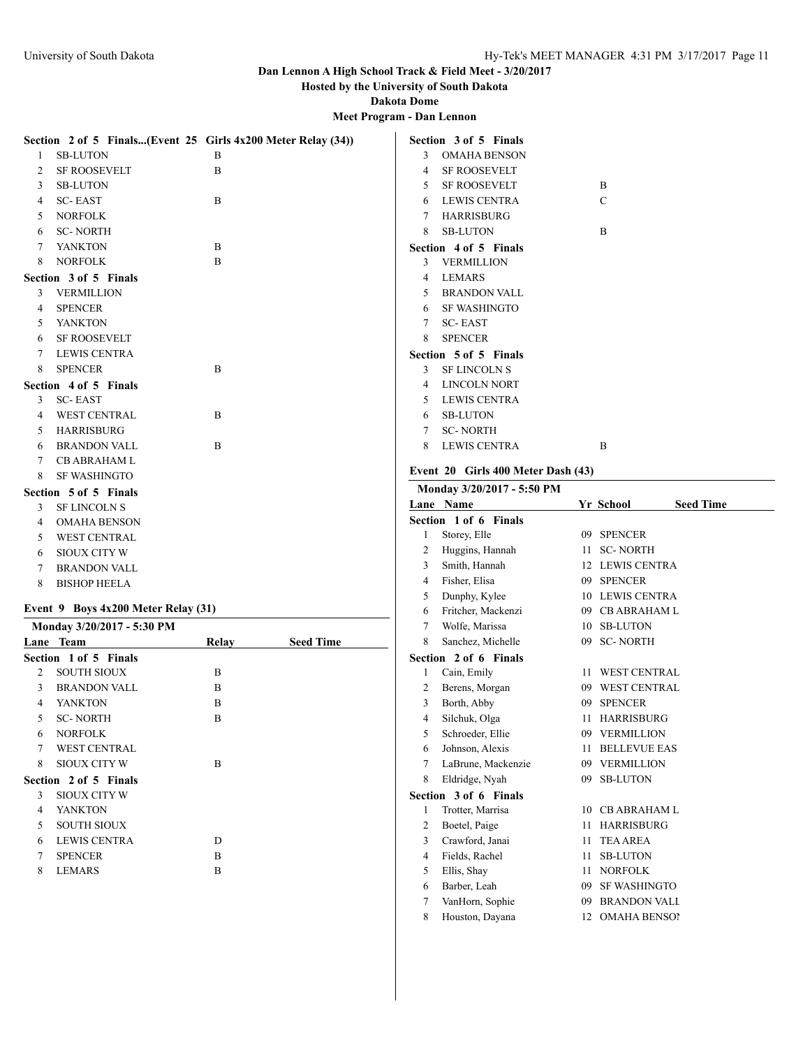**Dan Lennon A High School Track & Field Meet - 3/20/2017**
**Hosted by the University of South Dakota**
**Dakota Dome**
**Meet Program - Dan Lennon**

### Section 2 of 5 Finals...(Event 25 Girls 4x200 Meter Relay (34))

| Lane | Team | Relay |
|---|---|---|
| 1 | SB-LUTON | B |
| 2 | SF ROOSEVELT | B |
| 3 | SB-LUTON | |
| 4 | SC- EAST | B |
| 5 | NORFOLK | |
| 6 | SC- NORTH | |
| 7 | YANKTON | B |
| 8 | NORFOLK | B |

### Section 3 of 5 Finals

| Lane | Team | Relay |
|---|---|---|
| 3 | VERMILLION | |
| 4 | SPENCER | |
| 5 | YANKTON | |
| 6 | SF ROOSEVELT | |
| 7 | LEWIS CENTRA | |
| 8 | SPENCER | B |

### Section 4 of 5 Finals

| Lane | Team | Relay |
|---|---|---|
| 3 | SC- EAST | |
| 4 | WEST CENTRAL | B |
| 5 | HARRISBURG | |
| 6 | BRANDON VALL | B |
| 7 | CB ABRAHAM L | |
| 8 | SF WASHINGTO | |

### Section 5 of 5 Finals

| Lane | Team | Relay |
|---|---|---|
| 3 | SF LINCOLN S | |
| 4 | OMAHA BENSON | |
| 5 | WEST CENTRAL | |
| 6 | SIOUX CITY W | |
| 7 | BRANDON VALL | |
| 8 | BISHOP HEELA | |

## Event 9 Boys 4x200 Meter Relay (31)

**Monday 3/20/2017 - 5:30 PM**

### Section 1 of 5 Finals

| Lane | Team | Relay | Seed Time |
|---|---|---|---|
| 2 | SOUTH SIOUX | B | |
| 3 | BRANDON VALL | B | |
| 4 | YANKTON | B | |
| 5 | SC- NORTH | B | |
| 6 | NORFOLK | | |
| 7 | WEST CENTRAL | | |
| 8 | SIOUX CITY W | B | |

### Section 2 of 5 Finals

| Lane | Team | Relay | Seed Time |
|---|---|---|---|
| 3 | SIOUX CITY W | | |
| 4 | YANKTON | | |
| 5 | SOUTH SIOUX | | |
| 6 | LEWIS CENTRA | D | |
| 7 | SPENCER | B | |
| 8 | LEMARS | B | |

### Section 3 of 5 Finals

| Lane | Team | Relay | Seed Time |
|---|---|---|---|
| 3 | OMAHA BENSON | | |
| 4 | SF ROOSEVELT | | |
| 5 | SF ROOSEVELT | B | |
| 6 | LEWIS CENTRA | C | |
| 7 | HARRISBURG | | |
| 8 | SB-LUTON | B | |

### Section 4 of 5 Finals

| Lane | Team | Relay | Seed Time |
|---|---|---|---|
| 3 | VERMILLION | | |
| 4 | LEMARS | | |
| 5 | BRANDON VALL | | |
| 6 | SF WASHINGTO | | |
| 7 | SC- EAST | | |
| 8 | SPENCER | | |

### Section 5 of 5 Finals

| Lane | Team | Relay | Seed Time |
|---|---|---|---|
| 3 | SF LINCOLN S | | |
| 4 | LINCOLN NORT | | |
| 5 | LEWIS CENTRA | | |
| 6 | SB-LUTON | | |
| 7 | SC- NORTH | | |
| 8 | LEWIS CENTRA | B | |

## Event 20 Girls 400 Meter Dash (43)

**Monday 3/20/2017 - 5:50 PM**

### Section 1 of 6 Finals

| Lane | Name | Yr | School | Seed Time |
|---|---|---|---|---|
| 1 | Storey, Elle | 09 | SPENCER | |
| 2 | Huggins, Hannah | 11 | SC- NORTH | |
| 3 | Smith, Hannah | 12 | LEWIS CENTRA | |
| 4 | Fisher, Elisa | 09 | SPENCER | |
| 5 | Dunphy, Kylee | 10 | LEWIS CENTRA | |
| 6 | Fritcher, Mackenzi | 09 | CB ABRAHAM L | |
| 7 | Wolfe, Marissa | 10 | SB-LUTON | |
| 8 | Sanchez, Michelle | 09 | SC- NORTH | |

### Section 2 of 6 Finals

| Lane | Name | Yr | School | Seed Time |
|---|---|---|---|---|
| 1 | Cain, Emily | 11 | WEST CENTRAL | |
| 2 | Berens, Morgan | 09 | WEST CENTRAL | |
| 3 | Borth, Abby | 09 | SPENCER | |
| 4 | Silchuk, Olga | 11 | HARRISBURG | |
| 5 | Schroeder, Ellie | 09 | VERMILLION | |
| 6 | Johnson, Alexis | 11 | BELLEVUE EAS | |
| 7 | LaBrune, Mackenzie | 09 | VERMILLION | |
| 8 | Eldridge, Nyah | 09 | SB-LUTON | |

### Section 3 of 6 Finals

| Lane | Name | Yr | School | Seed Time |
|---|---|---|---|---|
| 1 | Trotter, Marrisa | 10 | CB ABRAHAM L | |
| 2 | Boetel, Paige | 11 | HARRISBURG | |
| 3 | Crawford, Janai | 11 | TEA AREA | |
| 4 | Fields, Rachel | 11 | SB-LUTON | |
| 5 | Ellis, Shay | 11 | NORFOLK | |
| 6 | Barber, Leah | 09 | SF WASHINGTO | |
| 7 | VanHorn, Sophie | 09 | BRANDON VALL | |
| 8 | Houston, Dayana | 12 | OMAHA BENSON | |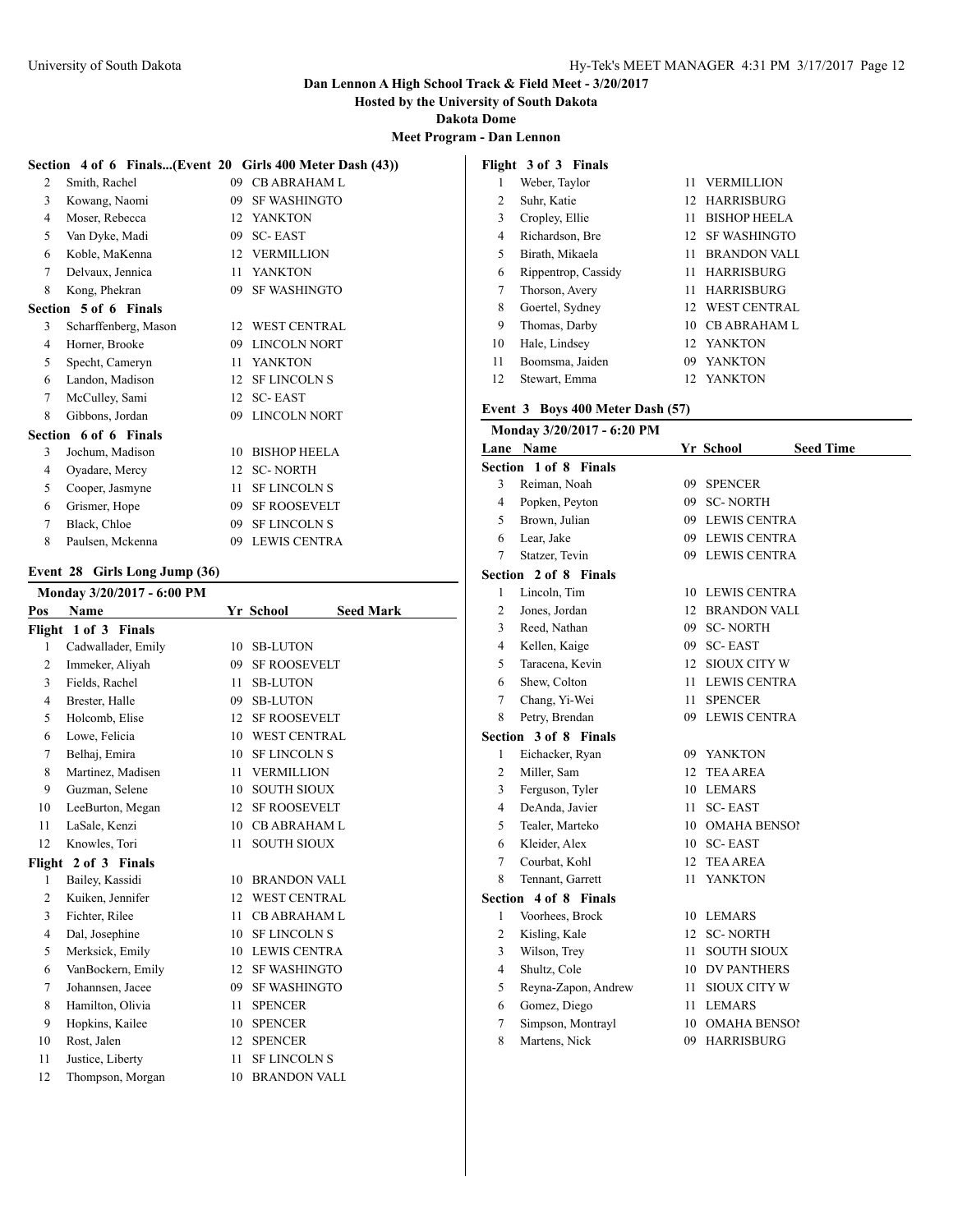## Dan Lennon A High School Track & Field Meet - 3/20/2017

**Hosted by the University of South Dakota**

**Dakota Dome**

**Meet Program - Dan Lennon**

### Section 4 of 6 Finals...(Event 20 Girls 400 Meter Dash (43))

| Lane | Name | Yr | School |
|---|---|---|---|
| 2 | Smith, Rachel | 09 | CB ABRAHAM L |
| 3 | Kowang, Naomi | 09 | SF WASHINGTO |
| 4 | Moser, Rebecca | 12 | YANKTON |
| 5 | Van Dyke, Madi | 09 | SC- EAST |
| 6 | Koble, MaKenna | 12 | VERMILLION |
| 7 | Delvaux, Jennica | 11 | YANKTON |
| 8 | Kong, Phekran | 09 | SF WASHINGTO |

**Section 5 of 6 Finals**

| Lane | Name | Yr | School |
|---|---|---|---|
| 3 | Scharffenberg, Mason | 12 | WEST CENTRAL |
| 4 | Horner, Brooke | 09 | LINCOLN NORT |
| 5 | Specht, Cameryn | 11 | YANKTON |
| 6 | Landon, Madison | 12 | SF LINCOLN S |
| 7 | McCulley, Sami | 12 | SC- EAST |
| 8 | Gibbons, Jordan | 09 | LINCOLN NORT |

**Section 6 of 6 Finals**

| Lane | Name | Yr | School |
|---|---|---|---|
| 3 | Jochum, Madison | 10 | BISHOP HEELA |
| 4 | Oyadare, Mercy | 12 | SC- NORTH |
| 5 | Cooper, Jasmyne | 11 | SF LINCOLN S |
| 6 | Grismer, Hope | 09 | SF ROOSEVELT |
| 7 | Black, Chloe | 09 | SF LINCOLN S |
| 8 | Paulsen, Mckenna | 09 | LEWIS CENTRA |

### Event 28 Girls Long Jump (36)

Monday 3/20/2017 - 6:00 PM

| Pos | Name | Yr | School | Seed Mark |
|---|---|---|---|---|
| **Flight 1 of 3 Finals** | | | | |
| 1 | Cadwallader, Emily | 10 | SB-LUTON | |
| 2 | Immeker, Aliyah | 09 | SF ROOSEVELT | |
| 3 | Fields, Rachel | 11 | SB-LUTON | |
| 4 | Brester, Halle | 09 | SB-LUTON | |
| 5 | Holcomb, Elise | 12 | SF ROOSEVELT | |
| 6 | Lowe, Felicia | 10 | WEST CENTRAL | |
| 7 | Belhaj, Emira | 10 | SF LINCOLN S | |
| 8 | Martinez, Madisen | 11 | VERMILLION | |
| 9 | Guzman, Selene | 10 | SOUTH SIOUX | |
| 10 | LeeBurton, Megan | 12 | SF ROOSEVELT | |
| 11 | LaSale, Kenzi | 10 | CB ABRAHAM L | |
| 12 | Knowles, Tori | 11 | SOUTH SIOUX | |
| **Flight 2 of 3 Finals** | | | | |
| 1 | Bailey, Kassidi | 10 | BRANDON VALL | |
| 2 | Kuiken, Jennifer | 12 | WEST CENTRAL | |
| 3 | Fichter, Rilee | 11 | CB ABRAHAM L | |
| 4 | Dal, Josephine | 10 | SF LINCOLN S | |
| 5 | Merksick, Emily | 10 | LEWIS CENTRA | |
| 6 | VanBockern, Emily | 12 | SF WASHINGTO | |
| 7 | Johannsen, Jacee | 09 | SF WASHINGTO | |
| 8 | Hamilton, Olivia | 11 | SPENCER | |
| 9 | Hopkins, Kailee | 10 | SPENCER | |
| 10 | Rost, Jalen | 12 | SPENCER | |
| 11 | Justice, Liberty | 11 | SF LINCOLN S | |
| 12 | Thompson, Morgan | 10 | BRANDON VALL | |
| **Flight 3 of 3 Finals** | | | | |
| 1 | Weber, Taylor | 11 | VERMILLION | |
| 2 | Suhr, Katie | 12 | HARRISBURG | |
| 3 | Cropley, Ellie | 11 | BISHOP HEELA | |
| 4 | Richardson, Bre | 12 | SF WASHINGTO | |
| 5 | Birath, Mikaela | 11 | BRANDON VALL | |
| 6 | Rippentrop, Cassidy | 11 | HARRISBURG | |
| 7 | Thorson, Avery | 11 | HARRISBURG | |
| 8 | Goertel, Sydney | 12 | WEST CENTRAL | |
| 9 | Thomas, Darby | 10 | CB ABRAHAM L | |
| 10 | Hale, Lindsey | 12 | YANKTON | |
| 11 | Boomsma, Jaiden | 09 | YANKTON | |
| 12 | Stewart, Emma | 12 | YANKTON | |

### Event 3 Boys 400 Meter Dash (57)

Monday 3/20/2017 - 6:20 PM

| Lane | Name | Yr | School | Seed Time |
|---|---|---|---|---|
| **Section 1 of 8 Finals** | | | | |
| 3 | Reiman, Noah | 09 | SPENCER | |
| 4 | Popken, Peyton | 09 | SC- NORTH | |
| 5 | Brown, Julian | 09 | LEWIS CENTRA | |
| 6 | Lear, Jake | 09 | LEWIS CENTRA | |
| 7 | Statzer, Tevin | 09 | LEWIS CENTRA | |
| **Section 2 of 8 Finals** | | | | |
| 1 | Lincoln, Tim | 10 | LEWIS CENTRA | |
| 2 | Jones, Jordan | 12 | BRANDON VALL | |
| 3 | Reed, Nathan | 09 | SC- NORTH | |
| 4 | Kellen, Kaige | 09 | SC- EAST | |
| 5 | Taracena, Kevin | 12 | SIOUX CITY W | |
| 6 | Shew, Colton | 11 | LEWIS CENTRA | |
| 7 | Chang, Yi-Wei | 11 | SPENCER | |
| 8 | Petry, Brendan | 09 | LEWIS CENTRA | |
| **Section 3 of 8 Finals** | | | | |
| 1 | Eichacker, Ryan | 09 | YANKTON | |
| 2 | Miller, Sam | 12 | TEA AREA | |
| 3 | Ferguson, Tyler | 10 | LEMARS | |
| 4 | DeAnda, Javier | 11 | SC- EAST | |
| 5 | Tealer, Marteko | 10 | OMAHA BENSON | |
| 6 | Kleider, Alex | 10 | SC- EAST | |
| 7 | Courbat, Kohl | 12 | TEA AREA | |
| 8 | Tennant, Garrett | 11 | YANKTON | |
| **Section 4 of 8 Finals** | | | | |
| 1 | Voorhees, Brock | 10 | LEMARS | |
| 2 | Kisling, Kale | 12 | SC- NORTH | |
| 3 | Wilson, Trey | 11 | SOUTH SIOUX | |
| 4 | Shultz, Cole | 10 | DV PANTHERS | |
| 5 | Reyna-Zapon, Andrew | 11 | SIOUX CITY W | |
| 6 | Gomez, Diego | 11 | LEMARS | |
| 7 | Simpson, Montrayl | 10 | OMAHA BENSON | |
| 8 | Martens, Nick | 09 | HARRISBURG | |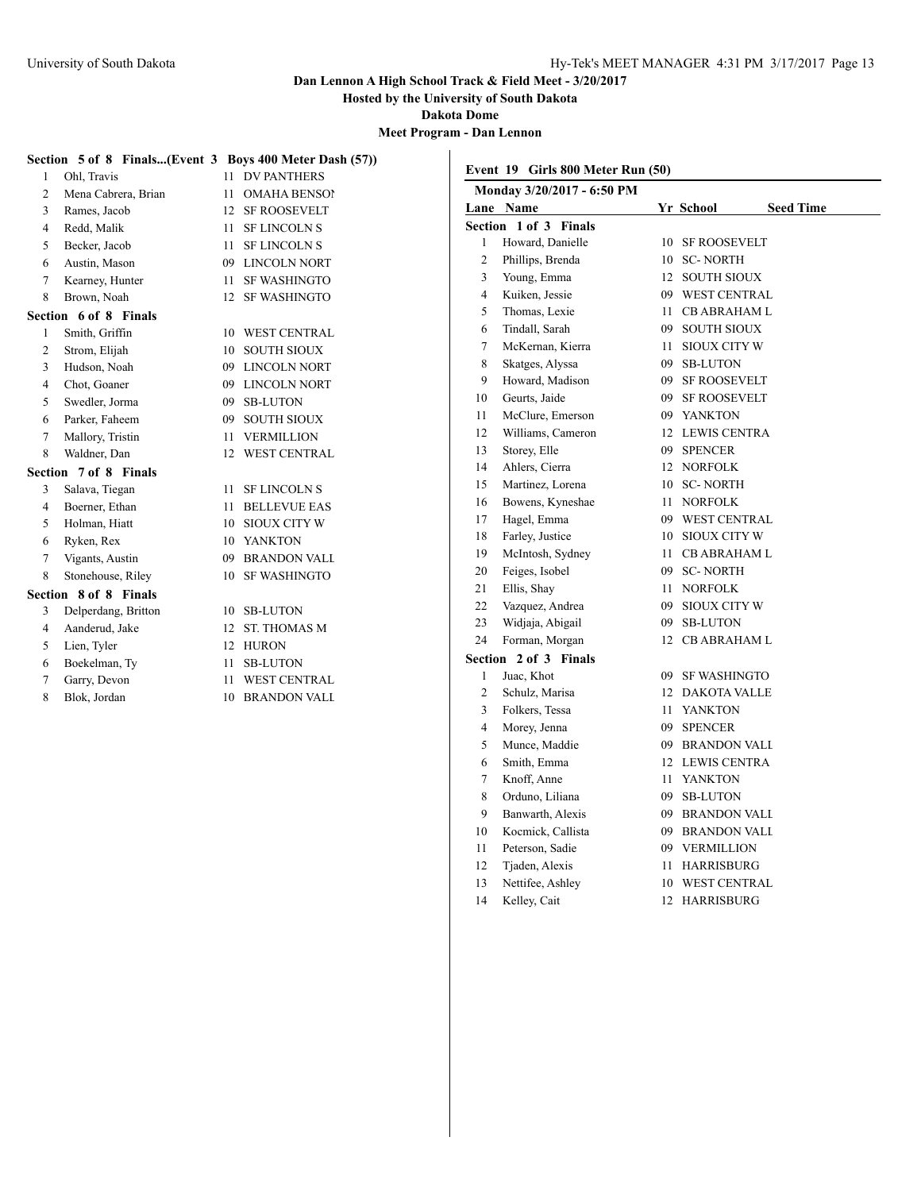**Dan Lennon A High School Track & Field Meet - 3/20/2017**

**Hosted by the University of South Dakota**

**Dakota Dome**

**Meet Program - Dan Lennon**

**Section 5 of 8 Finals...(Event 3 Boys 400 Meter Dash (57))**

| Lane | Name | Yr | School |
|---|---|---|---|
| 1 | Ohl, Travis | 11 | DV PANTHERS |
| 2 | Mena Cabrera, Brian | 11 | OMAHA BENSON |
| 3 | Rames, Jacob | 12 | SF ROOSEVELT |
| 4 | Redd, Malik | 11 | SF LINCOLN S |
| 5 | Becker, Jacob | 11 | SF LINCOLN S |
| 6 | Austin, Mason | 09 | LINCOLN NORT |
| 7 | Kearney, Hunter | 11 | SF WASHINGTO |
| 8 | Brown, Noah | 12 | SF WASHINGTO |

**Section 6 of 8 Finals**

| Lane | Name | Yr | School |
|---|---|---|---|
| 1 | Smith, Griffin | 10 | WEST CENTRAL |
| 2 | Strom, Elijah | 10 | SOUTH SIOUX |
| 3 | Hudson, Noah | 09 | LINCOLN NORT |
| 4 | Chot, Goaner | 09 | LINCOLN NORT |
| 5 | Swedler, Jorma | 09 | SB-LUTON |
| 6 | Parker, Faheem | 09 | SOUTH SIOUX |
| 7 | Mallory, Tristin | 11 | VERMILLION |
| 8 | Waldner, Dan | 12 | WEST CENTRAL |

**Section 7 of 8 Finals**

| Lane | Name | Yr | School |
|---|---|---|---|
| 3 | Salava, Tiegan | 11 | SF LINCOLN S |
| 4 | Boerner, Ethan | 11 | BELLEVUE EAS |
| 5 | Holman, Hiatt | 10 | SIOUX CITY W |
| 6 | Ryken, Rex | 10 | YANKTON |
| 7 | Vigants, Austin | 09 | BRANDON VALL |
| 8 | Stonehouse, Riley | 10 | SF WASHINGTO |

**Section 8 of 8 Finals**

| Lane | Name | Yr | School |
|---|---|---|---|
| 3 | Delperdang, Britton | 10 | SB-LUTON |
| 4 | Aanderud, Jake | 12 | ST. THOMAS M |
| 5 | Lien, Tyler | 12 | HURON |
| 6 | Boekelman, Ty | 11 | SB-LUTON |
| 7 | Garry, Devon | 11 | WEST CENTRAL |
| 8 | Blok, Jordan | 10 | BRANDON VALL |

## Event 19 Girls 800 Meter Run (50)

**Monday 3/20/2017 - 6:50 PM**

**Section 1 of 3 Finals**

| Lane | Name | Yr | School | Seed Time |
|---|---|---|---|---|
| 1 | Howard, Danielle | 10 | SF ROOSEVELT | |
| 2 | Phillips, Brenda | 10 | SC- NORTH | |
| 3 | Young, Emma | 12 | SOUTH SIOUX | |
| 4 | Kuiken, Jessie | 09 | WEST CENTRAL | |
| 5 | Thomas, Lexie | 11 | CB ABRAHAM L | |
| 6 | Tindall, Sarah | 09 | SOUTH SIOUX | |
| 7 | McKernan, Kierra | 11 | SIOUX CITY W | |
| 8 | Skatges, Alyssa | 09 | SB-LUTON | |
| 9 | Howard, Madison | 09 | SF ROOSEVELT | |
| 10 | Geurts, Jaide | 09 | SF ROOSEVELT | |
| 11 | McClure, Emerson | 09 | YANKTON | |
| 12 | Williams, Cameron | 12 | LEWIS CENTRA | |
| 13 | Storey, Elle | 09 | SPENCER | |
| 14 | Ahlers, Cierra | 12 | NORFOLK | |
| 15 | Martinez, Lorena | 10 | SC- NORTH | |
| 16 | Bowens, Kyneshae | 11 | NORFOLK | |
| 17 | Hagel, Emma | 09 | WEST CENTRAL | |
| 18 | Farley, Justice | 10 | SIOUX CITY W | |
| 19 | McIntosh, Sydney | 11 | CB ABRAHAM L | |
| 20 | Feiges, Isobel | 09 | SC- NORTH | |
| 21 | Ellis, Shay | 11 | NORFOLK | |
| 22 | Vazquez, Andrea | 09 | SIOUX CITY W | |
| 23 | Widjaja, Abigail | 09 | SB-LUTON | |
| 24 | Forman, Morgan | 12 | CB ABRAHAM L | |

**Section 2 of 3 Finals**

| Lane | Name | Yr | School | Seed Time |
|---|---|---|---|---|
| 1 | Juac, Khot | 09 | SF WASHINGTO | |
| 2 | Schulz, Marisa | 12 | DAKOTA VALLE | |
| 3 | Folkers, Tessa | 11 | YANKTON | |
| 4 | Morey, Jenna | 09 | SPENCER | |
| 5 | Munce, Maddie | 09 | BRANDON VALL | |
| 6 | Smith, Emma | 12 | LEWIS CENTRA | |
| 7 | Knoff, Anne | 11 | YANKTON | |
| 8 | Orduno, Liliana | 09 | SB-LUTON | |
| 9 | Banwarth, Alexis | 09 | BRANDON VALL | |
| 10 | Kocmick, Callista | 09 | BRANDON VALL | |
| 11 | Peterson, Sadie | 09 | VERMILLION | |
| 12 | Tjaden, Alexis | 11 | HARRISBURG | |
| 13 | Nettifee, Ashley | 10 | WEST CENTRAL | |
| 14 | Kelley, Cait | 12 | HARRISBURG | |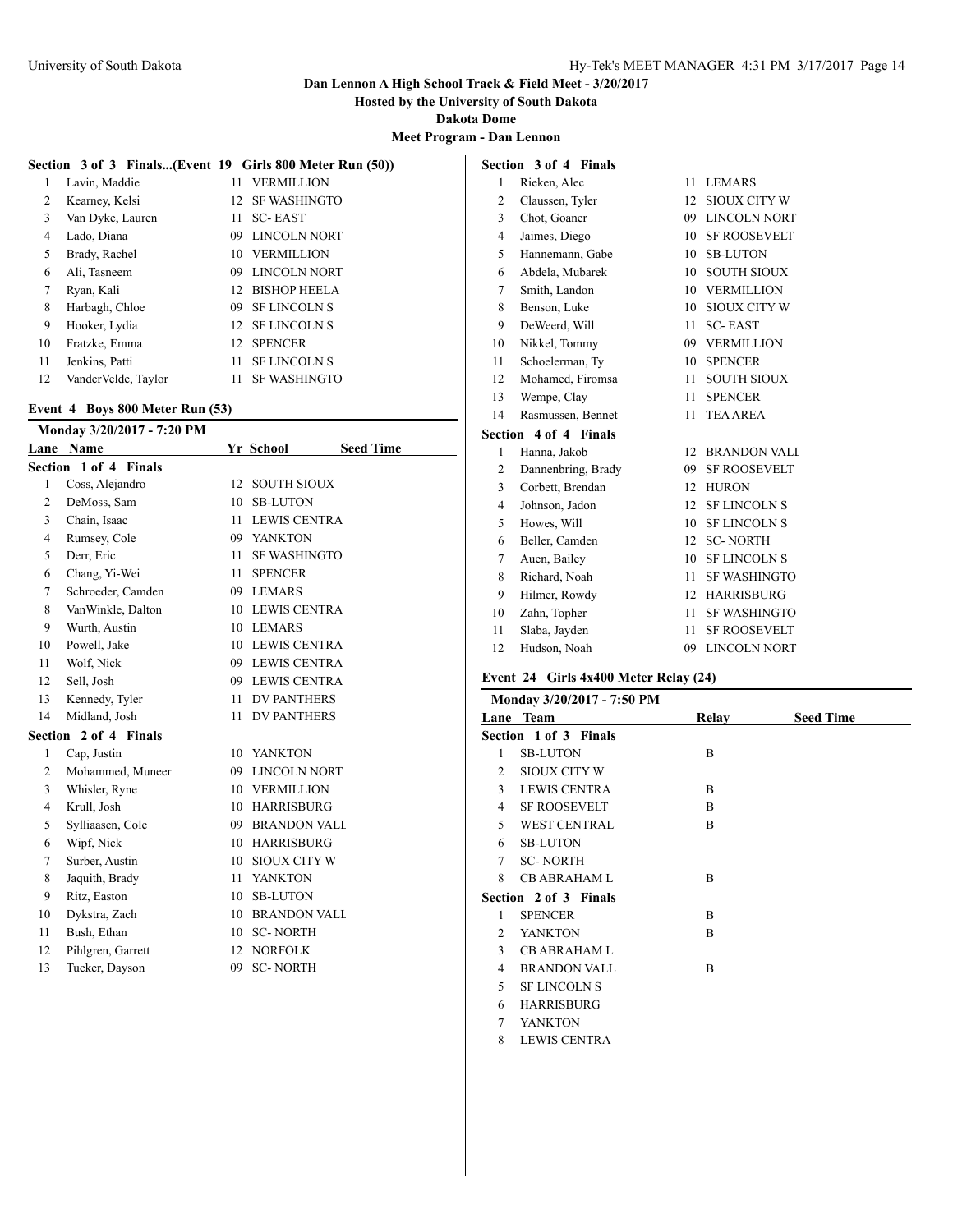## Dan Lennon A High School Track & Field Meet - 3/20/2017

**Hosted by the University of South Dakota**

**Dakota Dome**

**Meet Program - Dan Lennon**

### Section 3 of 3 Finals...(Event 19 Girls 800 Meter Run (50))

| Lane | Name | Yr | School |
|---|---|---|---|
| 1 | Lavin, Maddie | 11 | VERMILLION |
| 2 | Kearney, Kelsi | 12 | SF WASHINGTO |
| 3 | Van Dyke, Lauren | 11 | SC- EAST |
| 4 | Lado, Diana | 09 | LINCOLN NORT |
| 5 | Brady, Rachel | 10 | VERMILLION |
| 6 | Ali, Tasneem | 09 | LINCOLN NORT |
| 7 | Ryan, Kali | 12 | BISHOP HEELA |
| 8 | Harbagh, Chloe | 09 | SF LINCOLN S |
| 9 | Hooker, Lydia | 12 | SF LINCOLN S |
| 10 | Fratzke, Emma | 12 | SPENCER |
| 11 | Jenkins, Patti | 11 | SF LINCOLN S |
| 12 | VanderVelde, Taylor | 11 | SF WASHINGTO |

### Event 4 Boys 800 Meter Run (53)

**Monday 3/20/2017 - 7:20 PM**

| Lane | Name | Yr | School | Seed Time |
|---|---|---|---|---|
| **Section 1 of 4 Finals** | | | | |
| 1 | Coss, Alejandro | 12 | SOUTH SIOUX | |
| 2 | DeMoss, Sam | 10 | SB-LUTON | |
| 3 | Chain, Isaac | 11 | LEWIS CENTRA | |
| 4 | Rumsey, Cole | 09 | YANKTON | |
| 5 | Derr, Eric | 11 | SF WASHINGTO | |
| 6 | Chang, Yi-Wei | 11 | SPENCER | |
| 7 | Schroeder, Camden | 09 | LEMARS | |
| 8 | VanWinkle, Dalton | 10 | LEWIS CENTRA | |
| 9 | Wurth, Austin | 10 | LEMARS | |
| 10 | Powell, Jake | 10 | LEWIS CENTRA | |
| 11 | Wolf, Nick | 09 | LEWIS CENTRA | |
| 12 | Sell, Josh | 09 | LEWIS CENTRA | |
| 13 | Kennedy, Tyler | 11 | DV PANTHERS | |
| 14 | Midland, Josh | 11 | DV PANTHERS | |
| **Section 2 of 4 Finals** | | | | |
| 1 | Cap, Justin | 10 | YANKTON | |
| 2 | Mohammed, Muneer | 09 | LINCOLN NORT | |
| 3 | Whisler, Ryne | 10 | VERMILLION | |
| 4 | Krull, Josh | 10 | HARRISBURG | |
| 5 | Sylliaasen, Cole | 09 | BRANDON VALL | |
| 6 | Wipf, Nick | 10 | HARRISBURG | |
| 7 | Surber, Austin | 10 | SIOUX CITY W | |
| 8 | Jaquith, Brady | 11 | YANKTON | |
| 9 | Ritz, Easton | 10 | SB-LUTON | |
| 10 | Dykstra, Zach | 10 | BRANDON VALL | |
| 11 | Bush, Ethan | 10 | SC- NORTH | |
| 12 | Pihlgren, Garrett | 12 | NORFOLK | |
| 13 | Tucker, Dayson | 09 | SC- NORTH | |
| **Section 3 of 4 Finals** | | | | |
| 1 | Rieken, Alec | 11 | LEMARS | |
| 2 | Claussen, Tyler | 12 | SIOUX CITY W | |
| 3 | Chot, Goaner | 09 | LINCOLN NORT | |
| 4 | Jaimes, Diego | 10 | SF ROOSEVELT | |
| 5 | Hannemann, Gabe | 10 | SB-LUTON | |
| 6 | Abdela, Mubarek | 10 | SOUTH SIOUX | |
| 7 | Smith, Landon | 10 | VERMILLION | |
| 8 | Benson, Luke | 10 | SIOUX CITY W | |
| 9 | DeWeerd, Will | 11 | SC- EAST | |
| 10 | Nikkel, Tommy | 09 | VERMILLION | |
| 11 | Schoelerman, Ty | 10 | SPENCER | |
| 12 | Mohamed, Firomsa | 11 | SOUTH SIOUX | |
| 13 | Wempe, Clay | 11 | SPENCER | |
| 14 | Rasmussen, Bennet | 11 | TEA AREA | |
| **Section 4 of 4 Finals** | | | | |
| 1 | Hanna, Jakob | 12 | BRANDON VALL | |
| 2 | Dannenbring, Brady | 09 | SF ROOSEVELT | |
| 3 | Corbett, Brendan | 12 | HURON | |
| 4 | Johnson, Jadon | 12 | SF LINCOLN S | |
| 5 | Howes, Will | 10 | SF LINCOLN S | |
| 6 | Beller, Camden | 12 | SC- NORTH | |
| 7 | Auen, Bailey | 10 | SF LINCOLN S | |
| 8 | Richard, Noah | 11 | SF WASHINGTO | |
| 9 | Hilmer, Rowdy | 12 | HARRISBURG | |
| 10 | Zahn, Topher | 11 | SF WASHINGTO | |
| 11 | Slaba, Jayden | 11 | SF ROOSEVELT | |
| 12 | Hudson, Noah | 09 | LINCOLN NORT | |

### Event 24 Girls 4x400 Meter Relay (24)

**Monday 3/20/2017 - 7:50 PM**

| Lane | Team | Relay | Seed Time |
|---|---|---|---|
| **Section 1 of 3 Finals** | | | |
| 1 | SB-LUTON | B | |
| 2 | SIOUX CITY W | | |
| 3 | LEWIS CENTRA | B | |
| 4 | SF ROOSEVELT | B | |
| 5 | WEST CENTRAL | B | |
| 6 | SB-LUTON | | |
| 7 | SC- NORTH | | |
| 8 | CB ABRAHAM L | B | |
| **Section 2 of 3 Finals** | | | |
| 1 | SPENCER | B | |
| 2 | YANKTON | B | |
| 3 | CB ABRAHAM L | | |
| 4 | BRANDON VALL | B | |
| 5 | SF LINCOLN S | | |
| 6 | HARRISBURG | | |
| 7 | YANKTON | | |
| 8 | LEWIS CENTRA | | |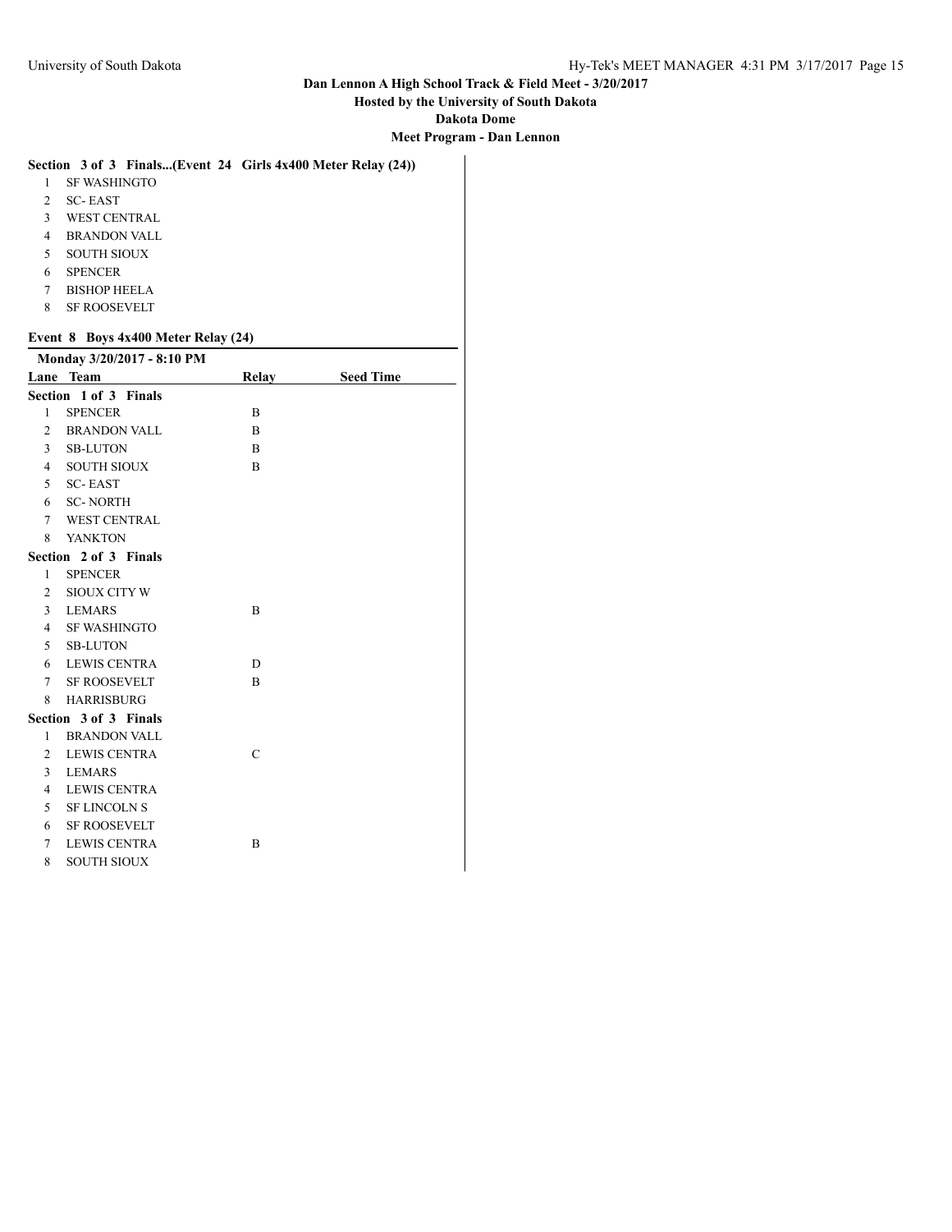**Dan Lennon A High School Track & Field Meet - 3/20/2017**

**Hosted by the University of South Dakota**

**Dakota Dome**

**Meet Program - Dan Lennon**

**Section 3 of 3 Finals...(Event 24 Girls 4x400 Meter Relay (24))**

| | |
|---|---|
| 1 | SF WASHINGTO |
| 2 | SC- EAST |
| 3 | WEST CENTRAL |
| 4 | BRANDON VALL |
| 5 | SOUTH SIOUX |
| 6 | SPENCER |
| 7 | BISHOP HEELA |
| 8 | SF ROOSEVELT |

## Event 8 Boys 4x400 Meter Relay (24)

**Monday 3/20/2017 - 8:10 PM**

| Lane | Team | Relay | Seed Time |
|---|---|---|---|
| **Section 1 of 3 Finals** | | | |
| 1 | SPENCER | B | |
| 2 | BRANDON VALL | B | |
| 3 | SB-LUTON | B | |
| 4 | SOUTH SIOUX | B | |
| 5 | SC- EAST | | |
| 6 | SC- NORTH | | |
| 7 | WEST CENTRAL | | |
| 8 | YANKTON | | |
| **Section 2 of 3 Finals** | | | |
| 1 | SPENCER | | |
| 2 | SIOUX CITY W | | |
| 3 | LEMARS | B | |
| 4 | SF WASHINGTO | | |
| 5 | SB-LUTON | | |
| 6 | LEWIS CENTRA | D | |
| 7 | SF ROOSEVELT | B | |
| 8 | HARRISBURG | | |
| **Section 3 of 3 Finals** | | | |
| 1 | BRANDON VALL | | |
| 2 | LEWIS CENTRA | C | |
| 3 | LEMARS | | |
| 4 | LEWIS CENTRA | | |
| 5 | SF LINCOLN S | | |
| 6 | SF ROOSEVELT | | |
| 7 | LEWIS CENTRA | B | |
| 8 | SOUTH SIOUX | | |